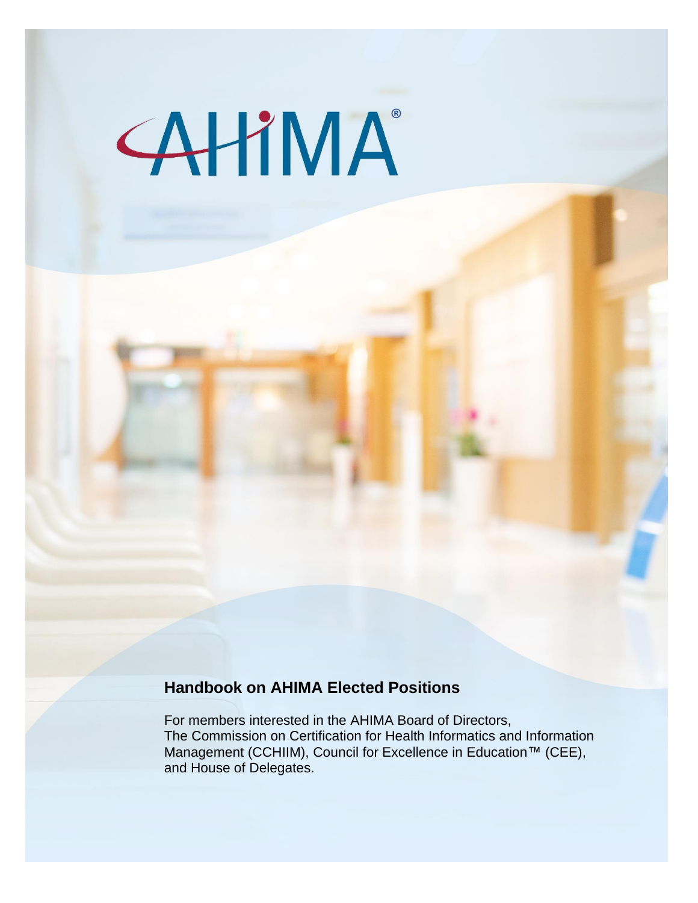# Handbook on AHIMA Elected Positions

For members interested in the AHIMA Board of Directors, The Commission on Certification for Health Informatics and Information Management (CCHIIM), Council for Excellence in Education™ (CEE), and House of Delegates.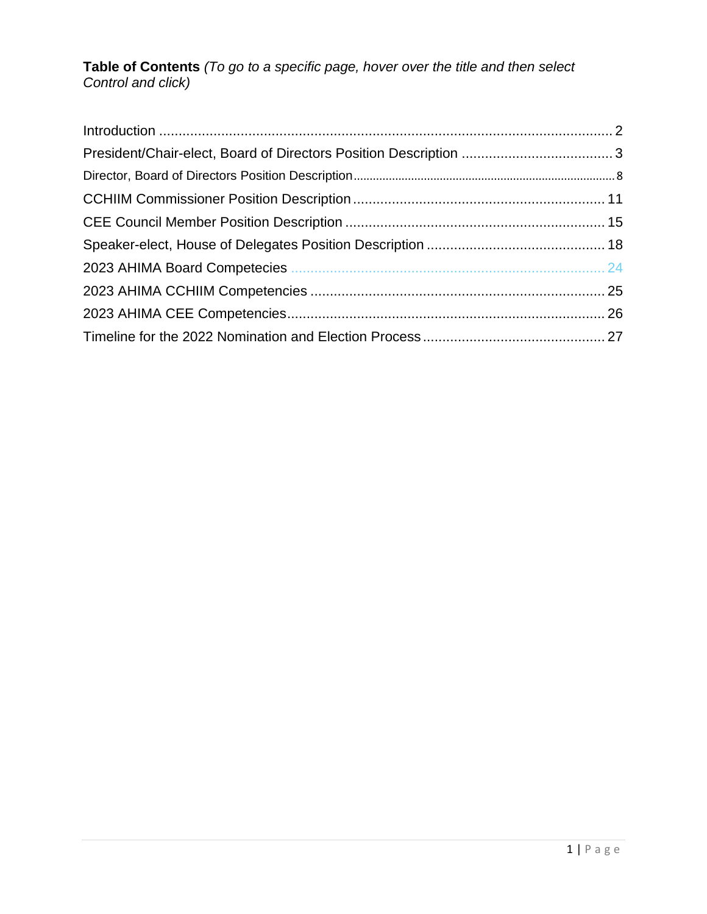**Table of Contents** *(To go to a specific page, hover over the title and then select Control and click)*

Introduction ........................................................................................................ 2
President/Chair-elect, Board of Directors Position Description ....................................... 3
Director, Board of Directors Position Description ........................................................ 8
CCHIIM Commissioner Position Description ................................................................ 11
CEE Council Member Position Description .................................................................. 15
Speaker-elect, House of Delegates Position Description ............................................. 18
2023 AHIMA Board Competecies ................................................................................ 24
2023 AHIMA CCHIIM Competencies ........................................................................... 25
2023 AHIMA CEE Competencies................................................................................. 26
Timeline for the 2022 Nomination and Election Process .............................................. 27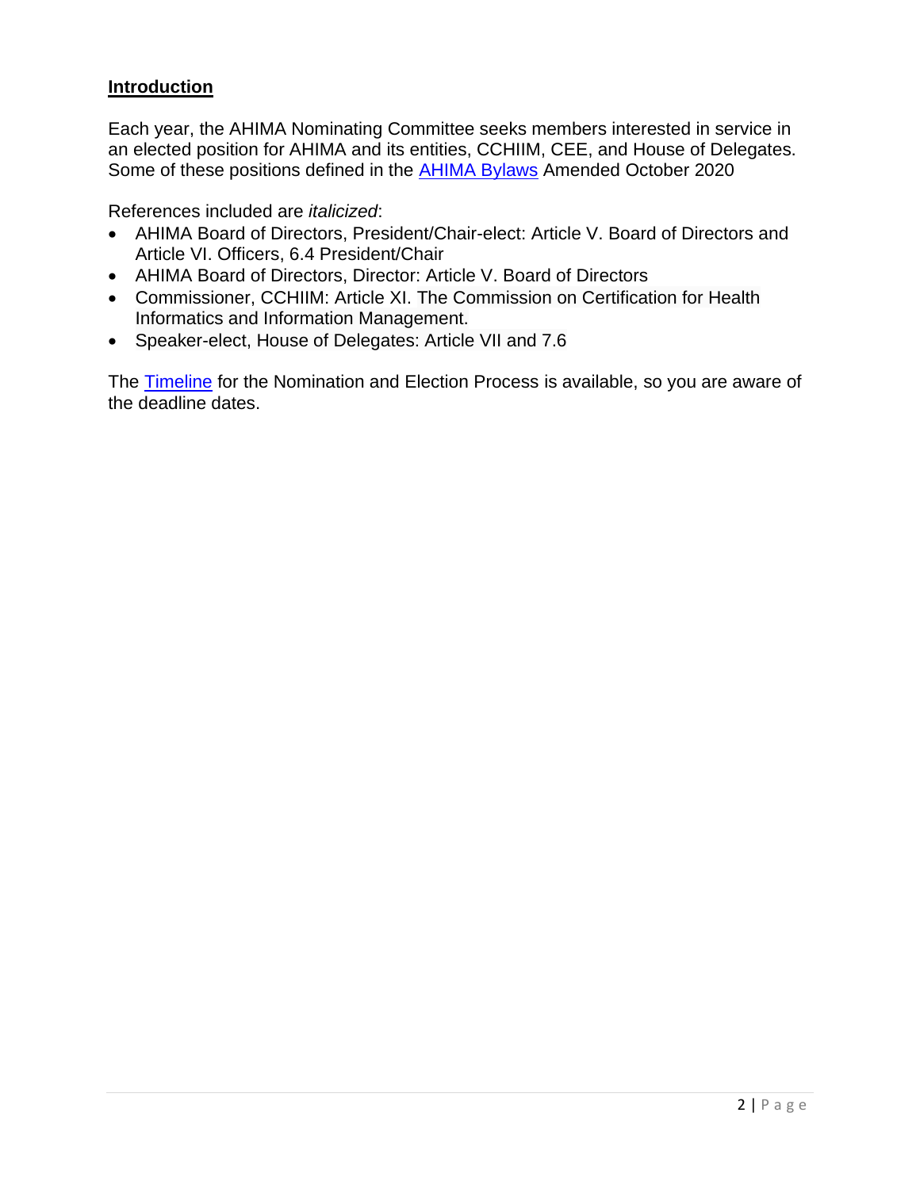## Introduction

Each year, the AHIMA Nominating Committee seeks members interested in service in an elected position for AHIMA and its entities, CCHIIM, CEE, and House of Delegates. Some of these positions defined in the AHIMA Bylaws Amended October 2020

References included are *italicized*:

- AHIMA Board of Directors, President/Chair-elect: Article V. Board of Directors and Article VI. Officers, 6.4 President/Chair
- AHIMA Board of Directors, Director: Article V. Board of Directors
- Commissioner, CCHIIM: Article XI. The Commission on Certification for Health Informatics and Information Management.
- Speaker-elect, House of Delegates: Article VII and 7.6

The Timeline for the Nomination and Election Process is available, so you are aware of the deadline dates.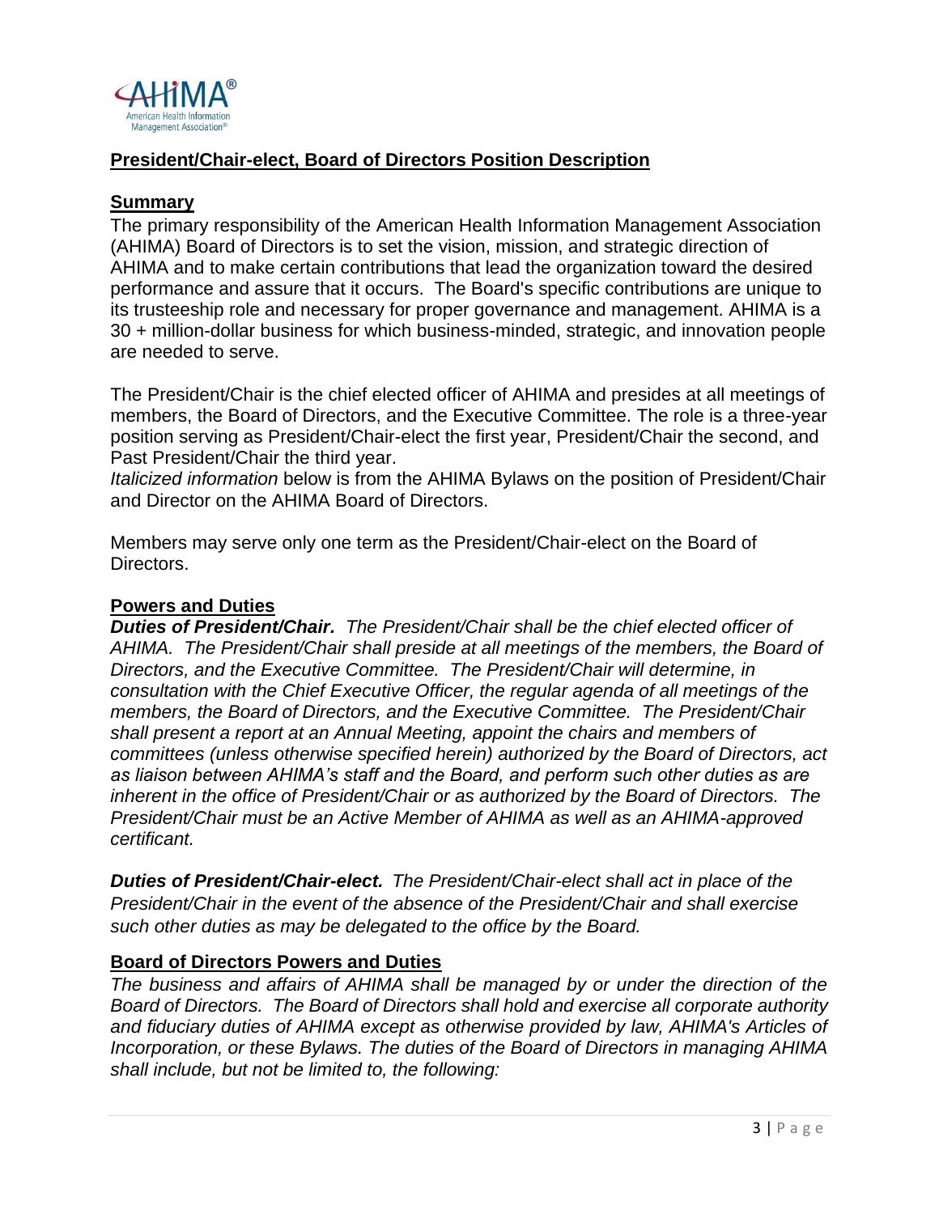## President/Chair-elect, Board of Directors Position Description

### Summary

The primary responsibility of the American Health Information Management Association (AHIMA) Board of Directors is to set the vision, mission, and strategic direction of AHIMA and to make certain contributions that lead the organization toward the desired performance and assure that it occurs. The Board's specific contributions are unique to its trusteeship role and necessary for proper governance and management. AHIMA is a 30 + million-dollar business for which business-minded, strategic, and innovation people are needed to serve.

The President/Chair is the chief elected officer of AHIMA and presides at all meetings of members, the Board of Directors, and the Executive Committee. The role is a three-year position serving as President/Chair-elect the first year, President/Chair the second, and Past President/Chair the third year.
*Italicized information* below is from the AHIMA Bylaws on the position of President/Chair and Director on the AHIMA Board of Directors.

Members may serve only one term as the President/Chair-elect on the Board of Directors.

### Powers and Duties

***Duties of President/Chair.*** *The President/Chair shall be the chief elected officer of AHIMA. The President/Chair shall preside at all meetings of the members, the Board of Directors, and the Executive Committee. The President/Chair will determine, in consultation with the Chief Executive Officer, the regular agenda of all meetings of the members, the Board of Directors, and the Executive Committee. The President/Chair shall present a report at an Annual Meeting, appoint the chairs and members of committees (unless otherwise specified herein) authorized by the Board of Directors, act as liaison between AHIMA's staff and the Board, and perform such other duties as are inherent in the office of President/Chair or as authorized by the Board of Directors. The President/Chair must be an Active Member of AHIMA as well as an AHIMA-approved certificant.*

***Duties of President/Chair-elect.*** *The President/Chair-elect shall act in place of the President/Chair in the event of the absence of the President/Chair and shall exercise such other duties as may be delegated to the office by the Board.*

### Board of Directors Powers and Duties

*The business and affairs of AHIMA shall be managed by or under the direction of the Board of Directors. The Board of Directors shall hold and exercise all corporate authority and fiduciary duties of AHIMA except as otherwise provided by law, AHIMA's Articles of Incorporation, or these Bylaws. The duties of the Board of Directors in managing AHIMA shall include, but not be limited to, the following:*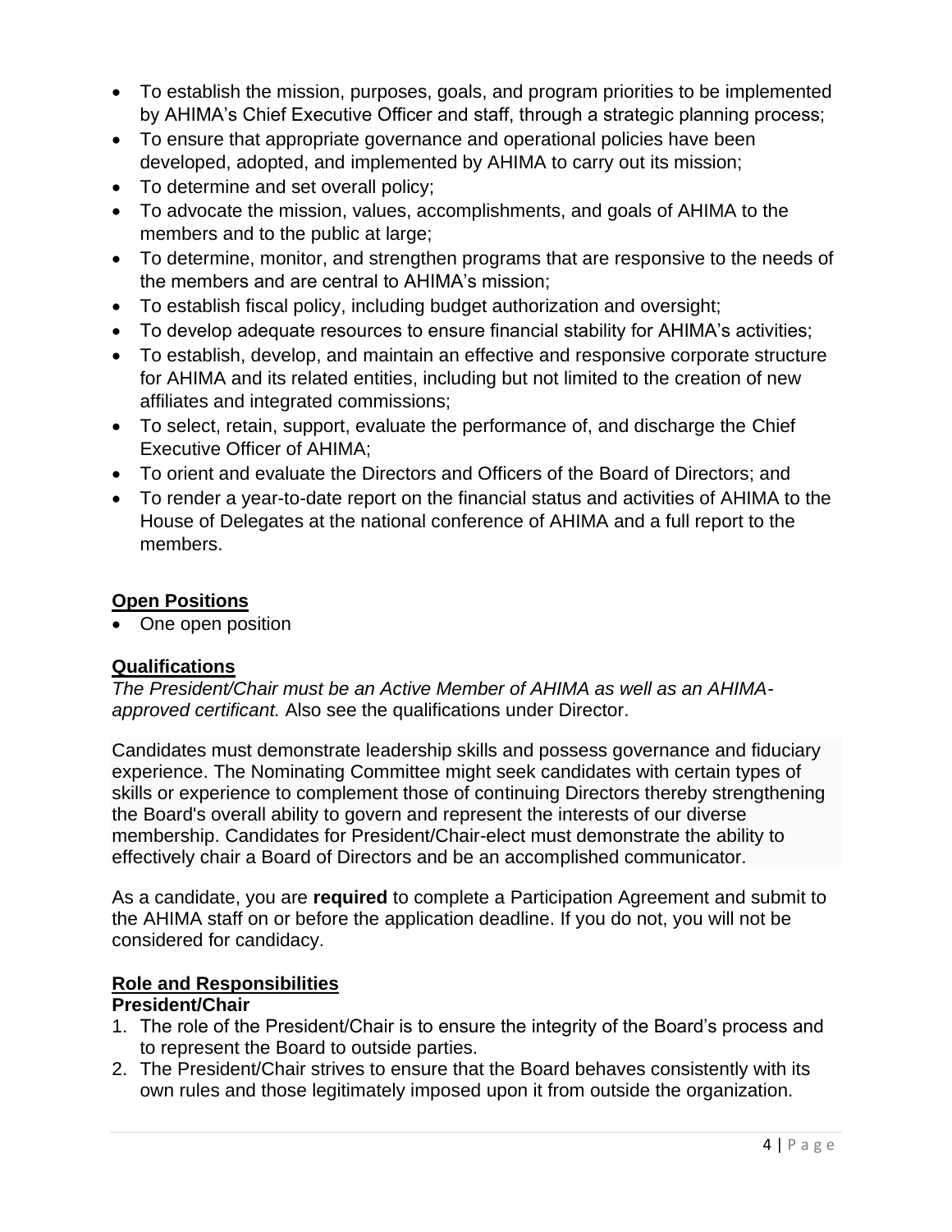- To establish the mission, purposes, goals, and program priorities to be implemented by AHIMA's Chief Executive Officer and staff, through a strategic planning process;
- To ensure that appropriate governance and operational policies have been developed, adopted, and implemented by AHIMA to carry out its mission;
- To determine and set overall policy;
- To advocate the mission, values, accomplishments, and goals of AHIMA to the members and to the public at large;
- To determine, monitor, and strengthen programs that are responsive to the needs of the members and are central to AHIMA's mission;
- To establish fiscal policy, including budget authorization and oversight;
- To develop adequate resources to ensure financial stability for AHIMA's activities;
- To establish, develop, and maintain an effective and responsive corporate structure for AHIMA and its related entities, including but not limited to the creation of new affiliates and integrated commissions;
- To select, retain, support, evaluate the performance of, and discharge the Chief Executive Officer of AHIMA;
- To orient and evaluate the Directors and Officers of the Board of Directors; and
- To render a year-to-date report on the financial status and activities of AHIMA to the House of Delegates at the national conference of AHIMA and a full report to the members.

**Open Positions**

- One open position

**Qualifications**

*The President/Chair must be an Active Member of AHIMA as well as an AHIMA-approved certificant.* Also see the qualifications under Director.

Candidates must demonstrate leadership skills and possess governance and fiduciary experience. The Nominating Committee might seek candidates with certain types of skills or experience to complement those of continuing Directors thereby strengthening the Board's overall ability to govern and represent the interests of our diverse membership. Candidates for President/Chair-elect must demonstrate the ability to effectively chair a Board of Directors and be an accomplished communicator.

As a candidate, you are **required** to complete a Participation Agreement and submit to the AHIMA staff on or before the application deadline. If you do not, you will not be considered for candidacy.

**Role and Responsibilities**

**President/Chair**

1. The role of the President/Chair is to ensure the integrity of the Board's process and to represent the Board to outside parties.
2. The President/Chair strives to ensure that the Board behaves consistently with its own rules and those legitimately imposed upon it from outside the organization.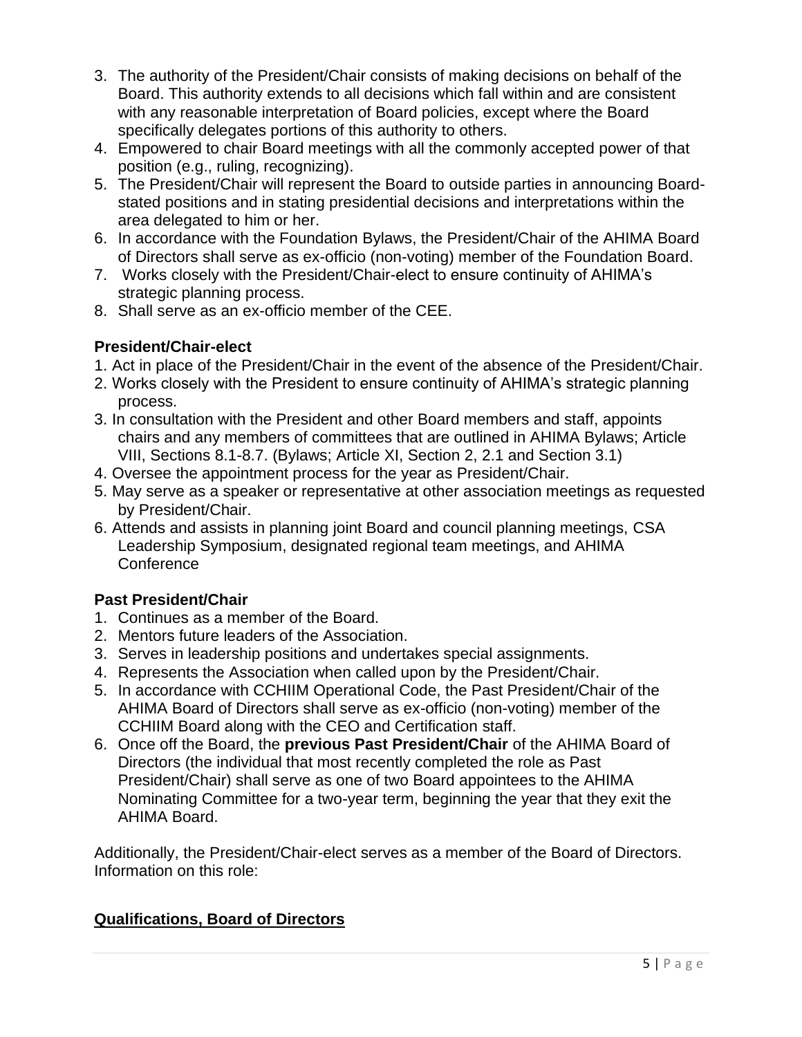3. The authority of the President/Chair consists of making decisions on behalf of the Board. This authority extends to all decisions which fall within and are consistent with any reasonable interpretation of Board policies, except where the Board specifically delegates portions of this authority to others.
4. Empowered to chair Board meetings with all the commonly accepted power of that position (e.g., ruling, recognizing).
5. The President/Chair will represent the Board to outside parties in announcing Board-stated positions and in stating presidential decisions and interpretations within the area delegated to him or her.
6. In accordance with the Foundation Bylaws, the President/Chair of the AHIMA Board of Directors shall serve as ex-officio (non-voting) member of the Foundation Board.
7. Works closely with the President/Chair-elect to ensure continuity of AHIMA's strategic planning process.
8. Shall serve as an ex-officio member of the CEE.

**President/Chair-elect**

1. Act in place of the President/Chair in the event of the absence of the President/Chair.
2. Works closely with the President to ensure continuity of AHIMA's strategic planning process.
3. In consultation with the President and other Board members and staff, appoints chairs and any members of committees that are outlined in AHIMA Bylaws; Article VIII, Sections 8.1-8.7. (Bylaws; Article XI, Section 2, 2.1 and Section 3.1)
4. Oversee the appointment process for the year as President/Chair.
5. May serve as a speaker or representative at other association meetings as requested by President/Chair.
6. Attends and assists in planning joint Board and council planning meetings, CSA Leadership Symposium, designated regional team meetings, and AHIMA Conference

**Past President/Chair**

1. Continues as a member of the Board.
2. Mentors future leaders of the Association.
3. Serves in leadership positions and undertakes special assignments.
4. Represents the Association when called upon by the President/Chair.
5. In accordance with CCHIIM Operational Code, the Past President/Chair of the AHIMA Board of Directors shall serve as ex-officio (non-voting) member of the CCHIIM Board along with the CEO and Certification staff.
6. Once off the Board, the **previous Past President/Chair** of the AHIMA Board of Directors (the individual that most recently completed the role as Past President/Chair) shall serve as one of two Board appointees to the AHIMA Nominating Committee for a two-year term, beginning the year that they exit the AHIMA Board.

Additionally, the President/Chair-elect serves as a member of the Board of Directors. Information on this role:

## Qualifications, Board of Directors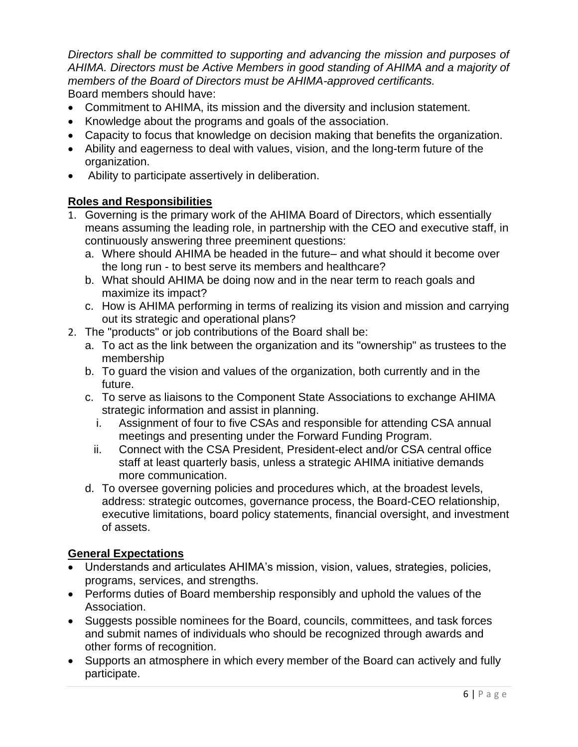*Directors shall be committed to supporting and advancing the mission and purposes of AHIMA. Directors must be Active Members in good standing of AHIMA and a majority of members of the Board of Directors must be AHIMA-approved certificants.*

Board members should have:

- Commitment to AHIMA, its mission and the diversity and inclusion statement.
- Knowledge about the programs and goals of the association.
- Capacity to focus that knowledge on decision making that benefits the organization.
- Ability and eagerness to deal with values, vision, and the long-term future of the organization.
- Ability to participate assertively in deliberation.

**Roles and Responsibilities**

1. Governing is the primary work of the AHIMA Board of Directors, which essentially means assuming the leading role, in partnership with the CEO and executive staff, in continuously answering three preeminent questions:
   a. Where should AHIMA be headed in the future– and what should it become over the long run - to best serve its members and healthcare?
   b. What should AHIMA be doing now and in the near term to reach goals and maximize its impact?
   c. How is AHIMA performing in terms of realizing its vision and mission and carrying out its strategic and operational plans?
2. The "products" or job contributions of the Board shall be:
   a. To act as the link between the organization and its "ownership" as trustees to the membership
   b. To guard the vision and values of the organization, both currently and in the future.
   c. To serve as liaisons to the Component State Associations to exchange AHIMA strategic information and assist in planning.
      i. Assignment of four to five CSAs and responsible for attending CSA annual meetings and presenting under the Forward Funding Program.
      ii. Connect with the CSA President, President-elect and/or CSA central office staff at least quarterly basis, unless a strategic AHIMA initiative demands more communication.
   d. To oversee governing policies and procedures which, at the broadest levels, address: strategic outcomes, governance process, the Board-CEO relationship, executive limitations, board policy statements, financial oversight, and investment of assets.

**General Expectations**

- Understands and articulates AHIMA's mission, vision, values, strategies, policies, programs, services, and strengths.
- Performs duties of Board membership responsibly and uphold the values of the Association.
- Suggests possible nominees for the Board, councils, committees, and task forces and submit names of individuals who should be recognized through awards and other forms of recognition.
- Supports an atmosphere in which every member of the Board can actively and fully participate.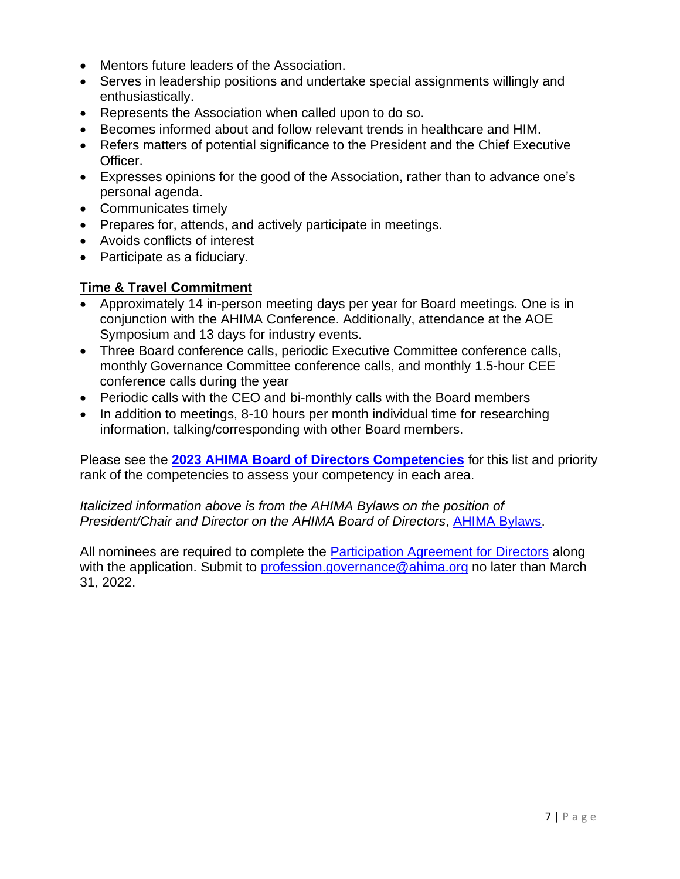- Mentors future leaders of the Association.
- Serves in leadership positions and undertake special assignments willingly and enthusiastically.
- Represents the Association when called upon to do so.
- Becomes informed about and follow relevant trends in healthcare and HIM.
- Refers matters of potential significance to the President and the Chief Executive Officer.
- Expresses opinions for the good of the Association, rather than to advance one's personal agenda.
- Communicates timely
- Prepares for, attends, and actively participate in meetings.
- Avoids conflicts of interest
- Participate as a fiduciary.

**Time & Travel Commitment**

- Approximately 14 in-person meeting days per year for Board meetings. One is in conjunction with the AHIMA Conference. Additionally, attendance at the AOE Symposium and 13 days for industry events.
- Three Board conference calls, periodic Executive Committee conference calls, monthly Governance Committee conference calls, and monthly 1.5-hour CEE conference calls during the year
- Periodic calls with the CEO and bi-monthly calls with the Board members
- In addition to meetings, 8-10 hours per month individual time for researching information, talking/corresponding with other Board members.

Please see the **2023 AHIMA Board of Directors Competencies** for this list and priority rank of the competencies to assess your competency in each area.

*Italicized information above is from the AHIMA Bylaws on the position of President/Chair and Director on the AHIMA Board of Directors*, AHIMA Bylaws.

All nominees are required to complete the Participation Agreement for Directors along with the application. Submit to profession.governance@ahima.org no later than March 31, 2022.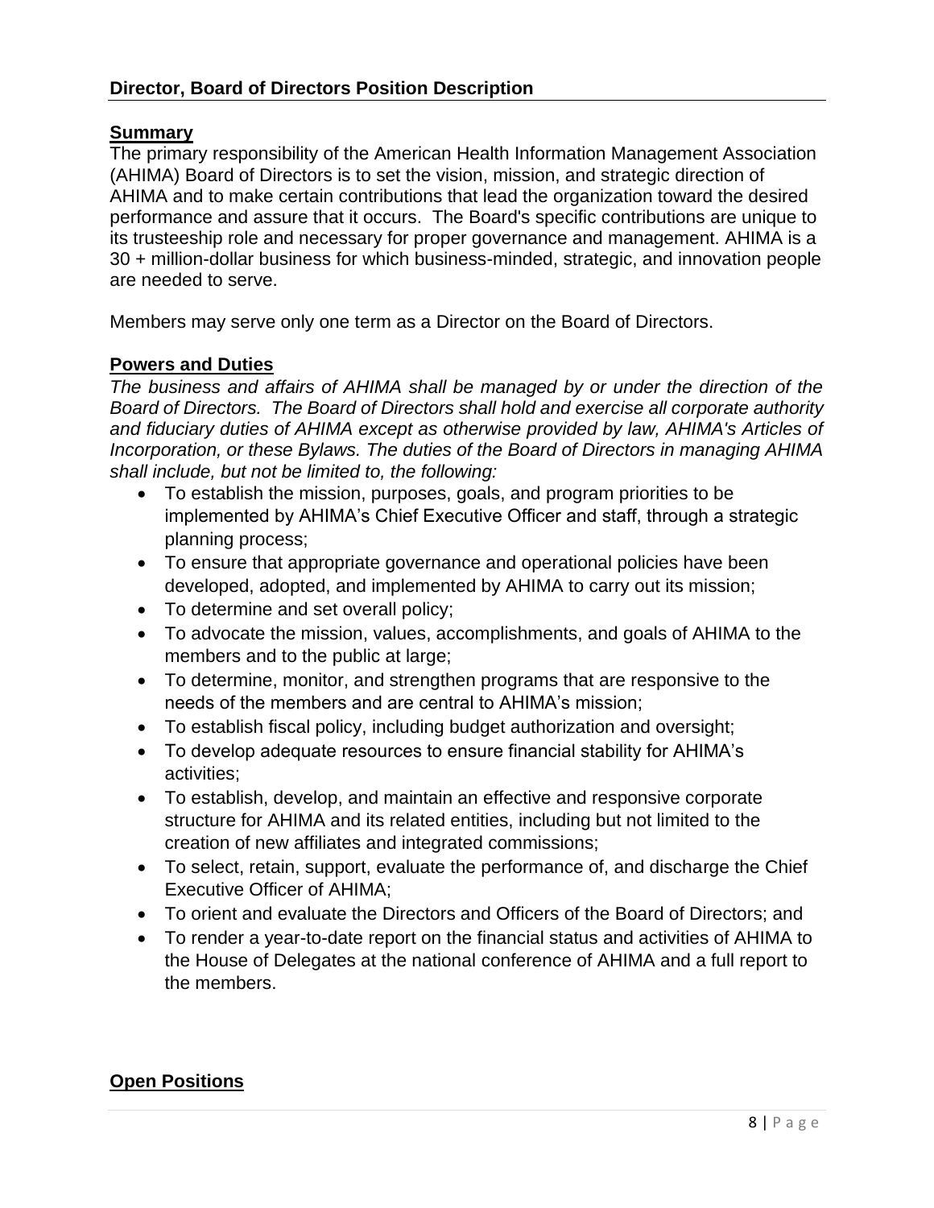## Director, Board of Directors Position Description

### Summary

The primary responsibility of the American Health Information Management Association (AHIMA) Board of Directors is to set the vision, mission, and strategic direction of AHIMA and to make certain contributions that lead the organization toward the desired performance and assure that it occurs. The Board's specific contributions are unique to its trusteeship role and necessary for proper governance and management. AHIMA is a 30 + million-dollar business for which business-minded, strategic, and innovation people are needed to serve.

Members may serve only one term as a Director on the Board of Directors.

### Powers and Duties

*The business and affairs of AHIMA shall be managed by or under the direction of the Board of Directors. The Board of Directors shall hold and exercise all corporate authority and fiduciary duties of AHIMA except as otherwise provided by law, AHIMA's Articles of Incorporation, or these Bylaws. The duties of the Board of Directors in managing AHIMA shall include, but not be limited to, the following:*

- To establish the mission, purposes, goals, and program priorities to be implemented by AHIMA's Chief Executive Officer and staff, through a strategic planning process;
- To ensure that appropriate governance and operational policies have been developed, adopted, and implemented by AHIMA to carry out its mission;
- To determine and set overall policy;
- To advocate the mission, values, accomplishments, and goals of AHIMA to the members and to the public at large;
- To determine, monitor, and strengthen programs that are responsive to the needs of the members and are central to AHIMA's mission;
- To establish fiscal policy, including budget authorization and oversight;
- To develop adequate resources to ensure financial stability for AHIMA's activities;
- To establish, develop, and maintain an effective and responsive corporate structure for AHIMA and its related entities, including but not limited to the creation of new affiliates and integrated commissions;
- To select, retain, support, evaluate the performance of, and discharge the Chief Executive Officer of AHIMA;
- To orient and evaluate the Directors and Officers of the Board of Directors; and
- To render a year-to-date report on the financial status and activities of AHIMA to the House of Delegates at the national conference of AHIMA and a full report to the members.

### Open Positions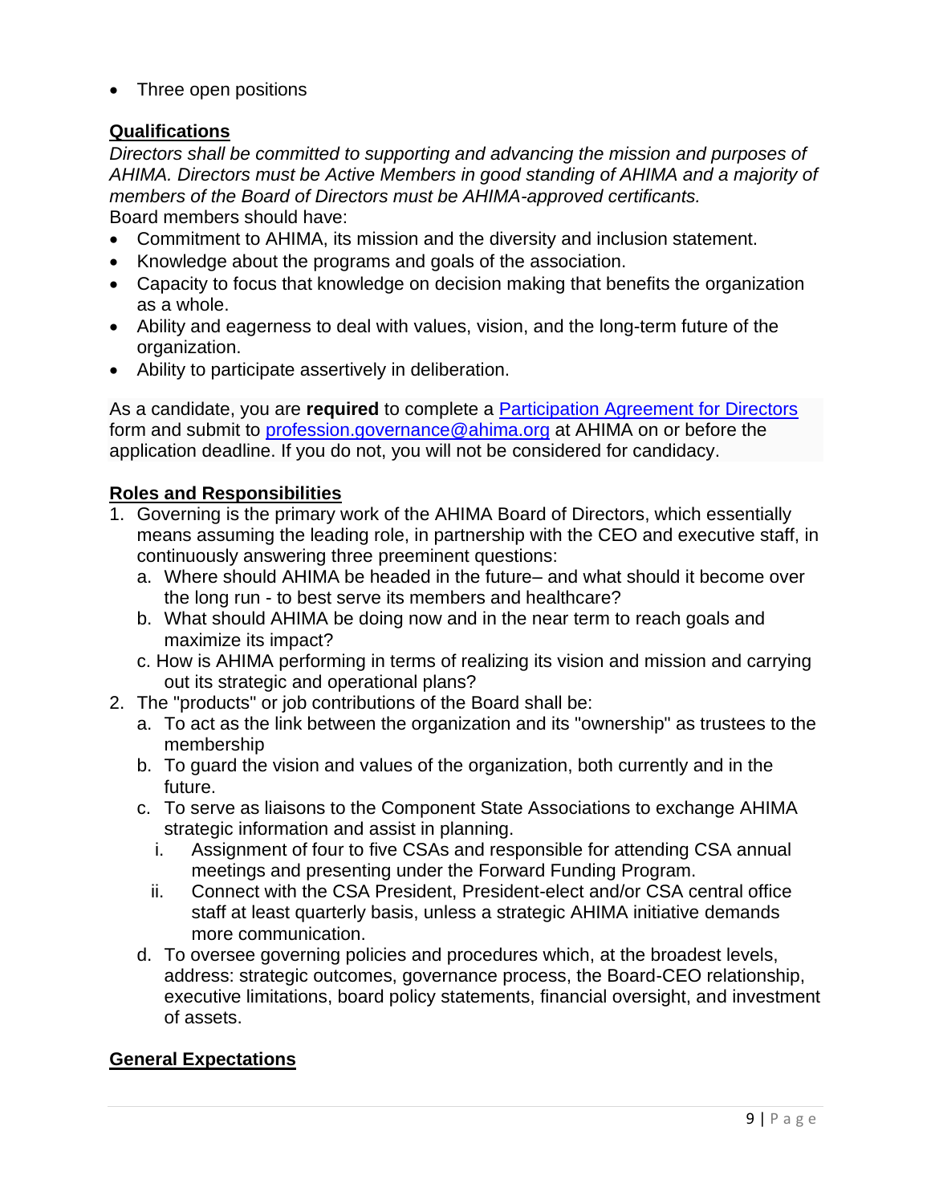- Three open positions

**Qualifications**

*Directors shall be committed to supporting and advancing the mission and purposes of AHIMA. Directors must be Active Members in good standing of AHIMA and a majority of members of the Board of Directors must be AHIMA-approved certificants.*

Board members should have:

- Commitment to AHIMA, its mission and the diversity and inclusion statement.
- Knowledge about the programs and goals of the association.
- Capacity to focus that knowledge on decision making that benefits the organization as a whole.
- Ability and eagerness to deal with values, vision, and the long-term future of the organization.
- Ability to participate assertively in deliberation.

As a candidate, you are **required** to complete a [Participation Agreement for Directors] form and submit to profession.governance@ahima.org at AHIMA on or before the application deadline. If you do not, you will not be considered for candidacy.

**Roles and Responsibilities**

1. Governing is the primary work of the AHIMA Board of Directors, which essentially means assuming the leading role, in partnership with the CEO and executive staff, in continuously answering three preeminent questions:
   a. Where should AHIMA be headed in the future– and what should it become over the long run - to best serve its members and healthcare?
   b. What should AHIMA be doing now and in the near term to reach goals and maximize its impact?
   c. How is AHIMA performing in terms of realizing its vision and mission and carrying out its strategic and operational plans?
2. The "products" or job contributions of the Board shall be:
   a. To act as the link between the organization and its "ownership" as trustees to the membership
   b. To guard the vision and values of the organization, both currently and in the future.
   c. To serve as liaisons to the Component State Associations to exchange AHIMA strategic information and assist in planning.
      i. Assignment of four to five CSAs and responsible for attending CSA annual meetings and presenting under the Forward Funding Program.
      ii. Connect with the CSA President, President-elect and/or CSA central office staff at least quarterly basis, unless a strategic AHIMA initiative demands more communication.
   d. To oversee governing policies and procedures which, at the broadest levels, address: strategic outcomes, governance process, the Board-CEO relationship, executive limitations, board policy statements, financial oversight, and investment of assets.

**General Expectations**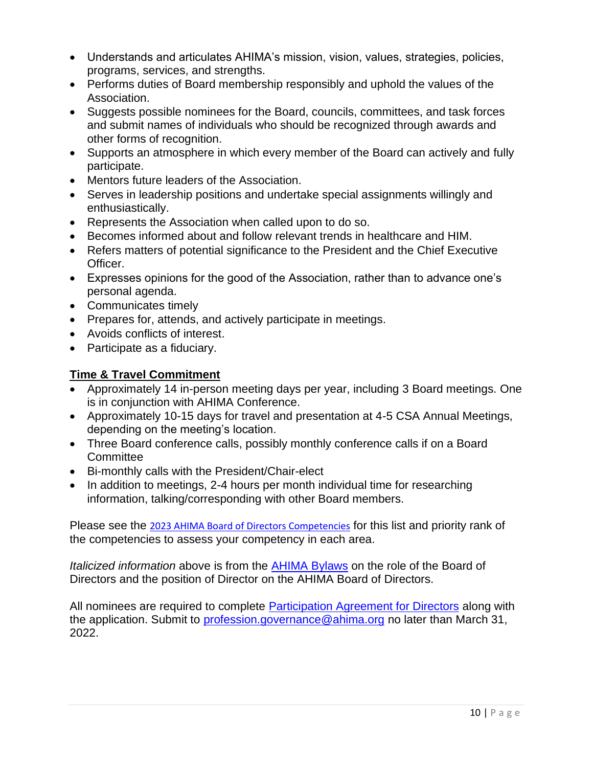- Understands and articulates AHIMA's mission, vision, values, strategies, policies, programs, services, and strengths.
- Performs duties of Board membership responsibly and uphold the values of the Association.
- Suggests possible nominees for the Board, councils, committees, and task forces and submit names of individuals who should be recognized through awards and other forms of recognition.
- Supports an atmosphere in which every member of the Board can actively and fully participate.
- Mentors future leaders of the Association.
- Serves in leadership positions and undertake special assignments willingly and enthusiastically.
- Represents the Association when called upon to do so.
- Becomes informed about and follow relevant trends in healthcare and HIM.
- Refers matters of potential significance to the President and the Chief Executive Officer.
- Expresses opinions for the good of the Association, rather than to advance one's personal agenda.
- Communicates timely
- Prepares for, attends, and actively participate in meetings.
- Avoids conflicts of interest.
- Participate as a fiduciary.

**Time & Travel Commitment**

- Approximately 14 in-person meeting days per year, including 3 Board meetings. One is in conjunction with AHIMA Conference.
- Approximately 10-15 days for travel and presentation at 4-5 CSA Annual Meetings, depending on the meeting's location.
- Three Board conference calls, possibly monthly conference calls if on a Board Committee
- Bi-monthly calls with the President/Chair-elect
- In addition to meetings, 2-4 hours per month individual time for researching information, talking/corresponding with other Board members.

Please see the 2023 AHIMA Board of Directors Competencies for this list and priority rank of the competencies to assess your competency in each area.

*Italicized information* above is from the AHIMA Bylaws on the role of the Board of Directors and the position of Director on the AHIMA Board of Directors.

All nominees are required to complete Participation Agreement for Directors along with the application. Submit to profession.governance@ahima.org no later than March 31, 2022.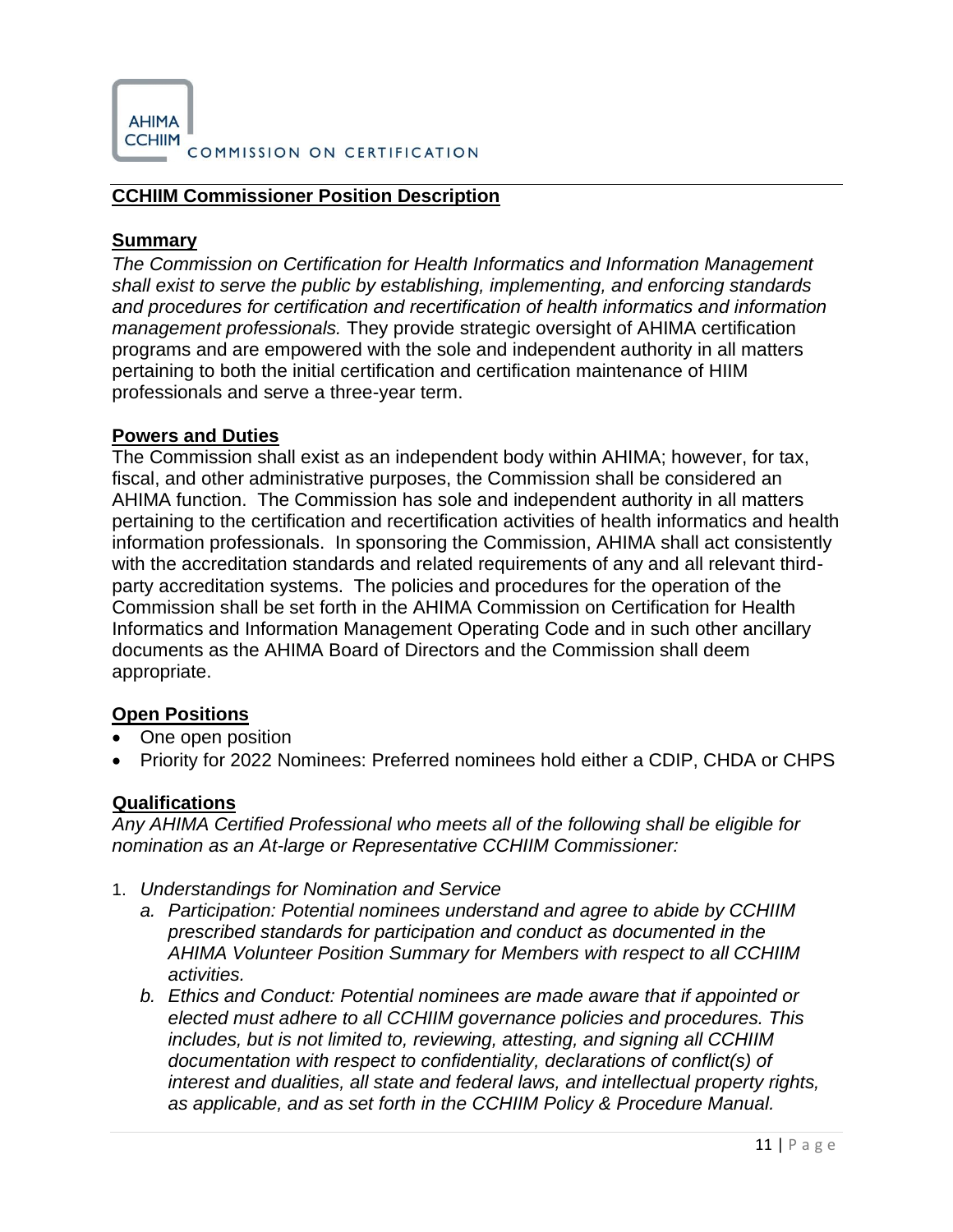AHIMA CCHIIM COMMISSION ON CERTIFICATION

## CCHIIM Commissioner Position Description

### Summary

*The Commission on Certification for Health Informatics and Information Management shall exist to serve the public by establishing, implementing, and enforcing standards and procedures for certification and recertification of health informatics and information management professionals.* They provide strategic oversight of AHIMA certification programs and are empowered with the sole and independent authority in all matters pertaining to both the initial certification and certification maintenance of HIIM professionals and serve a three-year term.

### Powers and Duties

The Commission shall exist as an independent body within AHIMA; however, for tax, fiscal, and other administrative purposes, the Commission shall be considered an AHIMA function. The Commission has sole and independent authority in all matters pertaining to the certification and recertification activities of health informatics and health information professionals. In sponsoring the Commission, AHIMA shall act consistently with the accreditation standards and related requirements of any and all relevant third-party accreditation systems. The policies and procedures for the operation of the Commission shall be set forth in the AHIMA Commission on Certification for Health Informatics and Information Management Operating Code and in such other ancillary documents as the AHIMA Board of Directors and the Commission shall deem appropriate.

### Open Positions

- One open position
- Priority for 2022 Nominees: Preferred nominees hold either a CDIP, CHDA or CHPS

### Qualifications

*Any AHIMA Certified Professional who meets all of the following shall be eligible for nomination as an At-large or Representative CCHIIM Commissioner:*

1. *Understandings for Nomination and Service*
   a. *Participation: Potential nominees understand and agree to abide by CCHIIM prescribed standards for participation and conduct as documented in the AHIMA Volunteer Position Summary for Members with respect to all CCHIIM activities.*
   b. *Ethics and Conduct: Potential nominees are made aware that if appointed or elected must adhere to all CCHIIM governance policies and procedures. This includes, but is not limited to, reviewing, attesting, and signing all CCHIIM documentation with respect to confidentiality, declarations of conflict(s) of interest and dualities, all state and federal laws, and intellectual property rights, as applicable, and as set forth in the CCHIIM Policy & Procedure Manual.*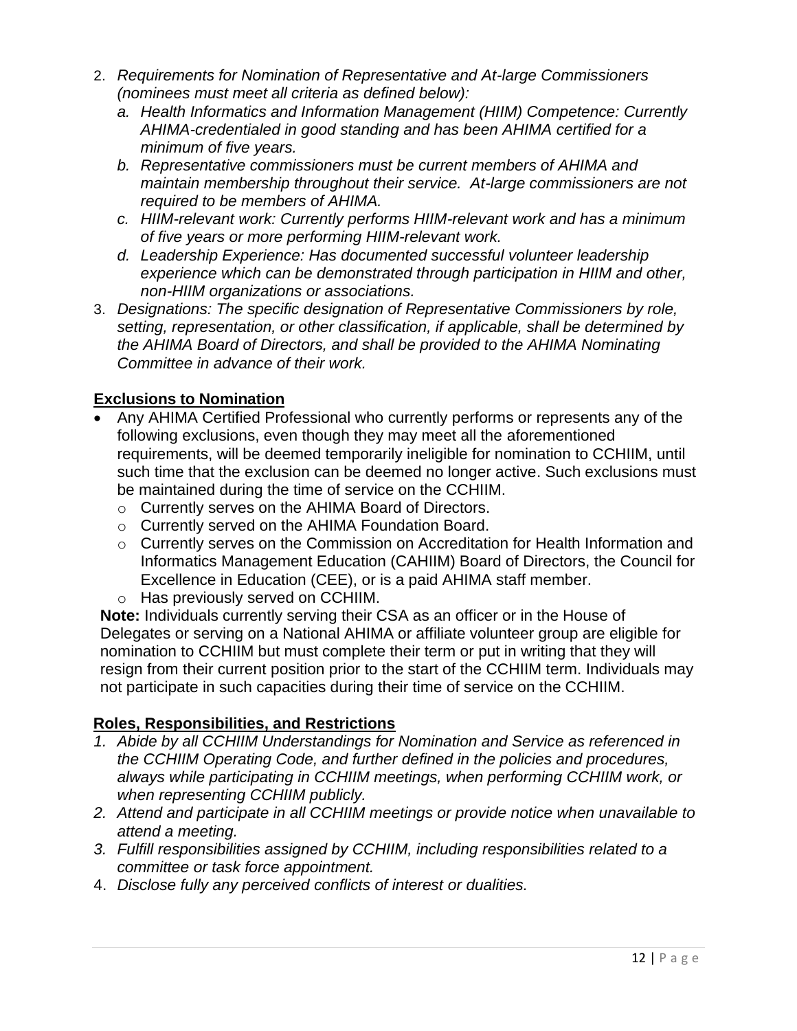2. *Requirements for Nomination of Representative and At-large Commissioners (nominees must meet all criteria as defined below):*
   a. *Health Informatics and Information Management (HIIM) Competence: Currently AHIMA-credentialed in good standing and has been AHIMA certified for a minimum of five years.*
   b. *Representative commissioners must be current members of AHIMA and maintain membership throughout their service. At-large commissioners are not required to be members of AHIMA.*
   c. *HIIM-relevant work: Currently performs HIIM-relevant work and has a minimum of five years or more performing HIIM-relevant work.*
   d. *Leadership Experience: Has documented successful volunteer leadership experience which can be demonstrated through participation in HIIM and other, non-HIIM organizations or associations.*
3. *Designations: The specific designation of Representative Commissioners by role, setting, representation, or other classification, if applicable, shall be determined by the AHIMA Board of Directors, and shall be provided to the AHIMA Nominating Committee in advance of their work.*

**Exclusions to Nomination**

- Any AHIMA Certified Professional who currently performs or represents any of the following exclusions, even though they may meet all the aforementioned requirements, will be deemed temporarily ineligible for nomination to CCHIIM, until such time that the exclusion can be deemed no longer active. Such exclusions must be maintained during the time of service on the CCHIIM.
  - Currently serves on the AHIMA Board of Directors.
  - Currently served on the AHIMA Foundation Board.
  - Currently serves on the Commission on Accreditation for Health Information and Informatics Management Education (CAHIIM) Board of Directors, the Council for Excellence in Education (CEE), or is a paid AHIMA staff member.
  - Has previously served on CCHIIM.

**Note:** Individuals currently serving their CSA as an officer or in the House of Delegates or serving on a National AHIMA or affiliate volunteer group are eligible for nomination to CCHIIM but must complete their term or put in writing that they will resign from their current position prior to the start of the CCHIIM term. Individuals may not participate in such capacities during their time of service on the CCHIIM.

**Roles, Responsibilities, and Restrictions**

1. *Abide by all CCHIIM Understandings for Nomination and Service as referenced in the CCHIIM Operating Code, and further defined in the policies and procedures, always while participating in CCHIIM meetings, when performing CCHIIM work, or when representing CCHIIM publicly.*
2. *Attend and participate in all CCHIIM meetings or provide notice when unavailable to attend a meeting.*
3. *Fulfill responsibilities assigned by CCHIIM, including responsibilities related to a committee or task force appointment.*
4. *Disclose fully any perceived conflicts of interest or dualities.*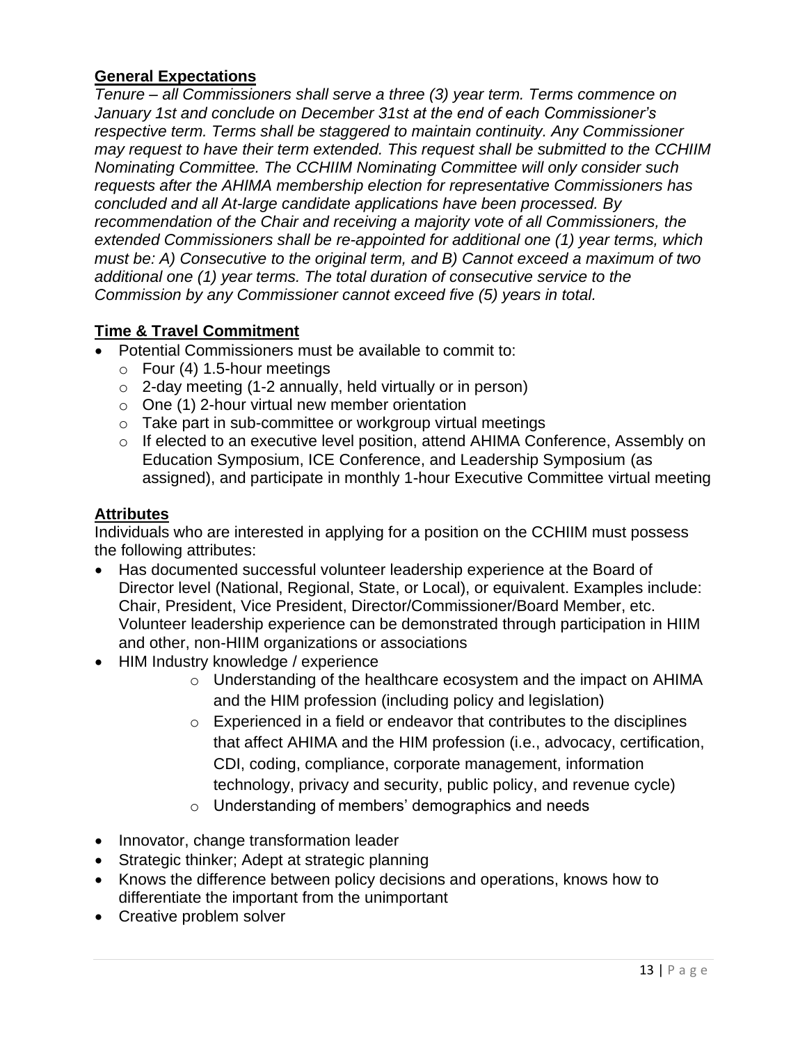## General Expectations

*Tenure – all Commissioners shall serve a three (3) year term. Terms commence on January 1st and conclude on December 31st at the end of each Commissioner's respective term. Terms shall be staggered to maintain continuity. Any Commissioner may request to have their term extended. This request shall be submitted to the CCHIIM Nominating Committee. The CCHIIM Nominating Committee will only consider such requests after the AHIMA membership election for representative Commissioners has concluded and all At-large candidate applications have been processed. By recommendation of the Chair and receiving a majority vote of all Commissioners, the extended Commissioners shall be re-appointed for additional one (1) year terms, which must be: A) Consecutive to the original term, and B) Cannot exceed a maximum of two additional one (1) year terms. The total duration of consecutive service to the Commission by any Commissioner cannot exceed five (5) years in total.*

## Time & Travel Commitment

- Potential Commissioners must be available to commit to:
  - Four (4) 1.5-hour meetings
  - 2-day meeting (1-2 annually, held virtually or in person)
  - One (1) 2-hour virtual new member orientation
  - Take part in sub-committee or workgroup virtual meetings
  - If elected to an executive level position, attend AHIMA Conference, Assembly on Education Symposium, ICE Conference, and Leadership Symposium (as assigned), and participate in monthly 1-hour Executive Committee virtual meeting

## Attributes

Individuals who are interested in applying for a position on the CCHIIM must possess the following attributes:

- Has documented successful volunteer leadership experience at the Board of Director level (National, Regional, State, or Local), or equivalent. Examples include: Chair, President, Vice President, Director/Commissioner/Board Member, etc. Volunteer leadership experience can be demonstrated through participation in HIIM and other, non-HIIM organizations or associations
- HIM Industry knowledge / experience
  - Understanding of the healthcare ecosystem and the impact on AHIMA and the HIM profession (including policy and legislation)
  - Experienced in a field or endeavor that contributes to the disciplines that affect AHIMA and the HIM profession (i.e., advocacy, certification, CDI, coding, compliance, corporate management, information technology, privacy and security, public policy, and revenue cycle)
  - Understanding of members' demographics and needs
- Innovator, change transformation leader
- Strategic thinker; Adept at strategic planning
- Knows the difference between policy decisions and operations, knows how to differentiate the important from the unimportant
- Creative problem solver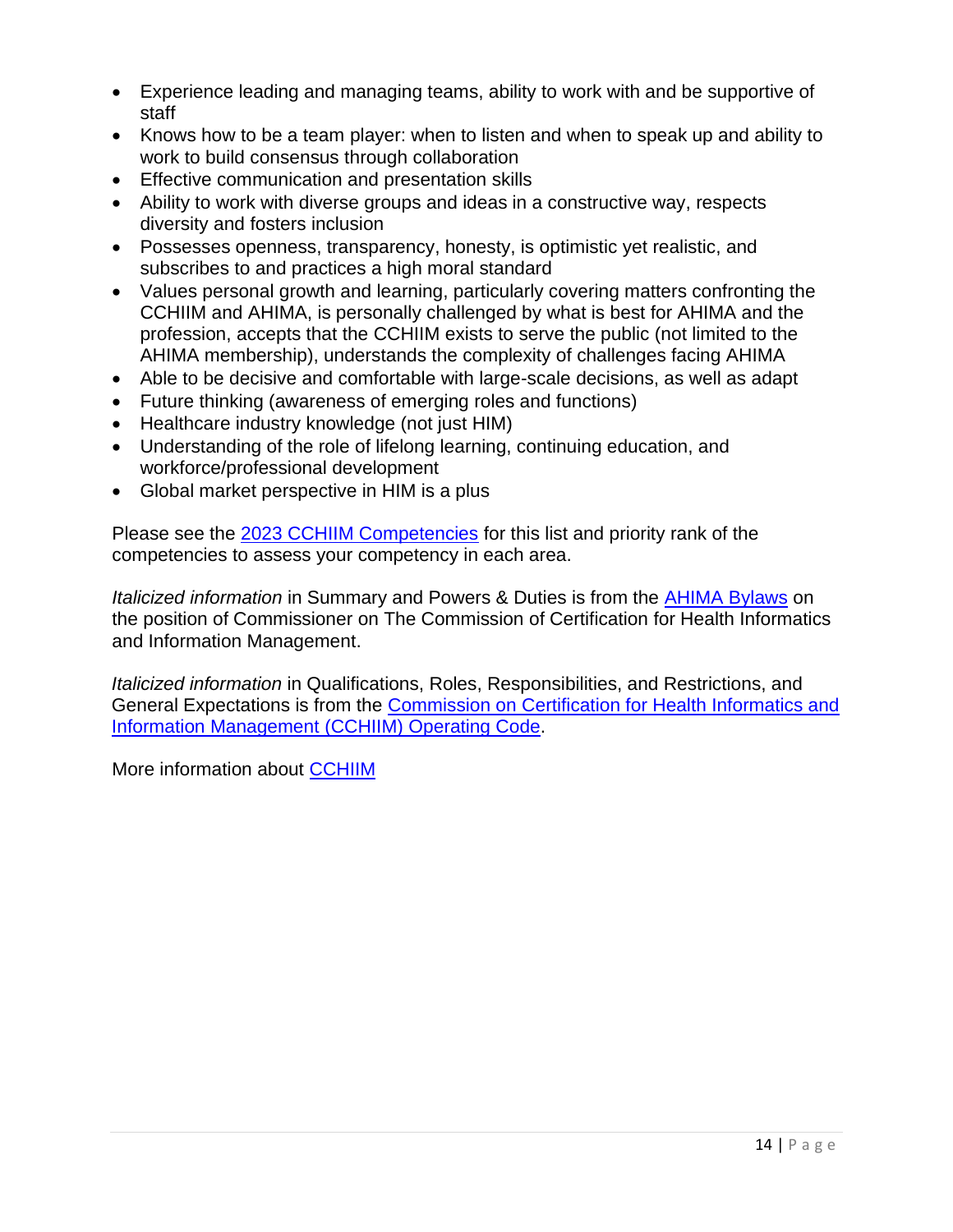- Experience leading and managing teams, ability to work with and be supportive of staff
- Knows how to be a team player: when to listen and when to speak up and ability to work to build consensus through collaboration
- Effective communication and presentation skills
- Ability to work with diverse groups and ideas in a constructive way, respects diversity and fosters inclusion
- Possesses openness, transparency, honesty, is optimistic yet realistic, and subscribes to and practices a high moral standard
- Values personal growth and learning, particularly covering matters confronting the CCHIIM and AHIMA, is personally challenged by what is best for AHIMA and the profession, accepts that the CCHIIM exists to serve the public (not limited to the AHIMA membership), understands the complexity of challenges facing AHIMA
- Able to be decisive and comfortable with large-scale decisions, as well as adapt
- Future thinking (awareness of emerging roles and functions)
- Healthcare industry knowledge (not just HIM)
- Understanding of the role of lifelong learning, continuing education, and workforce/professional development
- Global market perspective in HIM is a plus

Please see the [2023 CCHIIM Competencies] for this list and priority rank of the competencies to assess your competency in each area.

*Italicized information* in Summary and Powers & Duties is from the [AHIMA Bylaws] on the position of Commissioner on The Commission of Certification for Health Informatics and Information Management.

*Italicized information* in Qualifications, Roles, Responsibilities, and Restrictions, and General Expectations is from the [Commission on Certification for Health Informatics and Information Management (CCHIIM) Operating Code].

More information about [CCHIIM]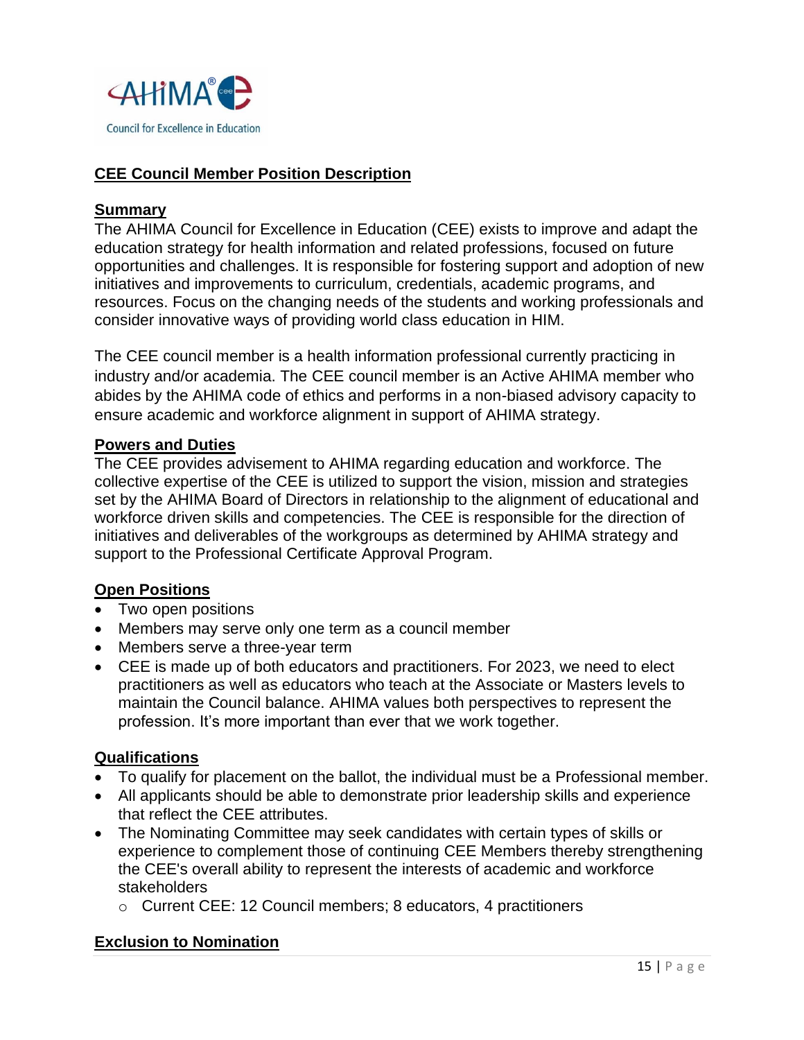AHIMA Council for Excellence in Education

## CEE Council Member Position Description

### Summary

The AHIMA Council for Excellence in Education (CEE) exists to improve and adapt the education strategy for health information and related professions, focused on future opportunities and challenges. It is responsible for fostering support and adoption of new initiatives and improvements to curriculum, credentials, academic programs, and resources. Focus on the changing needs of the students and working professionals and consider innovative ways of providing world class education in HIM.

The CEE council member is a health information professional currently practicing in industry and/or academia. The CEE council member is an Active AHIMA member who abides by the AHIMA code of ethics and performs in a non-biased advisory capacity to ensure academic and workforce alignment in support of AHIMA strategy.

### Powers and Duties

The CEE provides advisement to AHIMA regarding education and workforce. The collective expertise of the CEE is utilized to support the vision, mission and strategies set by the AHIMA Board of Directors in relationship to the alignment of educational and workforce driven skills and competencies. The CEE is responsible for the direction of initiatives and deliverables of the workgroups as determined by AHIMA strategy and support to the Professional Certificate Approval Program.

### Open Positions

- Two open positions
- Members may serve only one term as a council member
- Members serve a three-year term
- CEE is made up of both educators and practitioners. For 2023, we need to elect practitioners as well as educators who teach at the Associate or Masters levels to maintain the Council balance. AHIMA values both perspectives to represent the profession. It's more important than ever that we work together.

### Qualifications

- To qualify for placement on the ballot, the individual must be a Professional member.
- All applicants should be able to demonstrate prior leadership skills and experience that reflect the CEE attributes.
- The Nominating Committee may seek candidates with certain types of skills or experience to complement those of continuing CEE Members thereby strengthening the CEE's overall ability to represent the interests of academic and workforce stakeholders
    - Current CEE: 12 Council members; 8 educators, 4 practitioners

### Exclusion to Nomination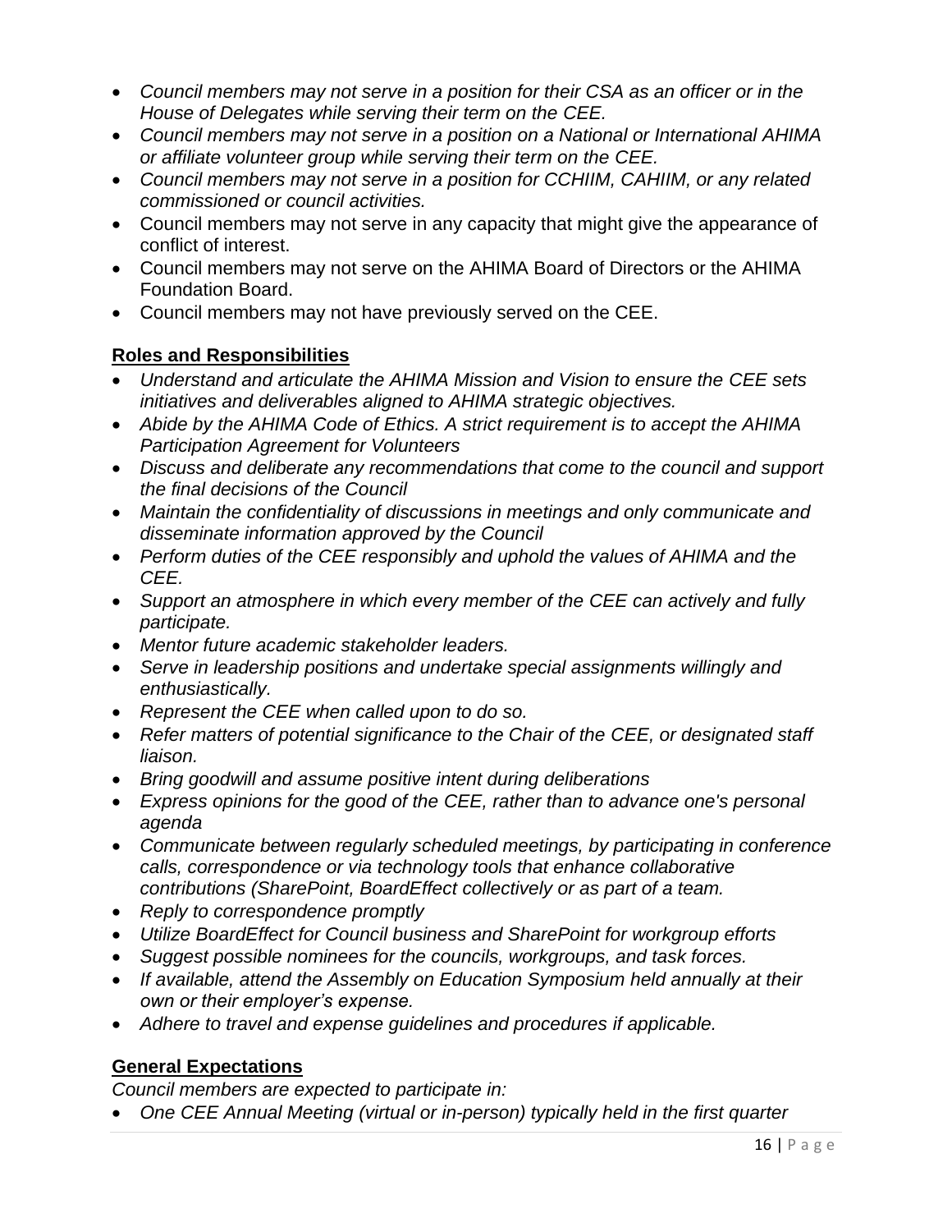- *Council members may not serve in a position for their CSA as an officer or in the House of Delegates while serving their term on the CEE.*
- *Council members may not serve in a position on a National or International AHIMA or affiliate volunteer group while serving their term on the CEE.*
- *Council members may not serve in a position for CCHIIM, CAHIIM, or any related commissioned or council activities.*
- Council members may not serve in any capacity that might give the appearance of conflict of interest.
- Council members may not serve on the AHIMA Board of Directors or the AHIMA Foundation Board.
- Council members may not have previously served on the CEE.

## Roles and Responsibilities

- *Understand and articulate the AHIMA Mission and Vision to ensure the CEE sets initiatives and deliverables aligned to AHIMA strategic objectives.*
- *Abide by the AHIMA Code of Ethics. A strict requirement is to accept the AHIMA Participation Agreement for Volunteers*
- *Discuss and deliberate any recommendations that come to the council and support the final decisions of the Council*
- *Maintain the confidentiality of discussions in meetings and only communicate and disseminate information approved by the Council*
- *Perform duties of the CEE responsibly and uphold the values of AHIMA and the CEE.*
- *Support an atmosphere in which every member of the CEE can actively and fully participate.*
- *Mentor future academic stakeholder leaders.*
- *Serve in leadership positions and undertake special assignments willingly and enthusiastically.*
- *Represent the CEE when called upon to do so.*
- *Refer matters of potential significance to the Chair of the CEE, or designated staff liaison.*
- *Bring goodwill and assume positive intent during deliberations*
- *Express opinions for the good of the CEE, rather than to advance one's personal agenda*
- *Communicate between regularly scheduled meetings, by participating in conference calls, correspondence or via technology tools that enhance collaborative contributions (SharePoint, BoardEffect collectively or as part of a team.*
- *Reply to correspondence promptly*
- *Utilize BoardEffect for Council business and SharePoint for workgroup efforts*
- *Suggest possible nominees for the councils, workgroups, and task forces.*
- *If available, attend the Assembly on Education Symposium held annually at their own or their employer's expense.*
- *Adhere to travel and expense guidelines and procedures if applicable.*

## General Expectations

*Council members are expected to participate in:*

- *One CEE Annual Meeting (virtual or in-person) typically held in the first quarter*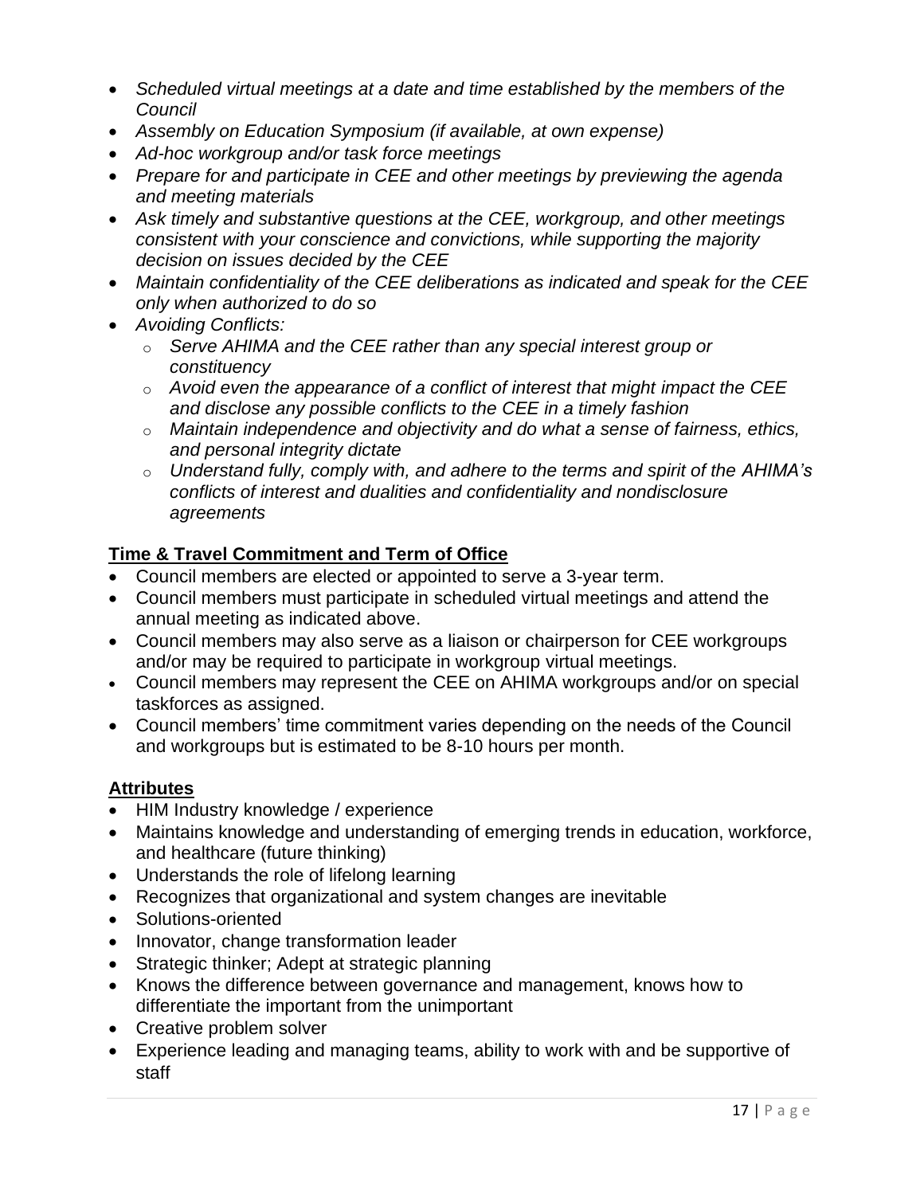- *Scheduled virtual meetings at a date and time established by the members of the Council*
- *Assembly on Education Symposium (if available, at own expense)*
- *Ad-hoc workgroup and/or task force meetings*
- *Prepare for and participate in CEE and other meetings by previewing the agenda and meeting materials*
- *Ask timely and substantive questions at the CEE, workgroup, and other meetings consistent with your conscience and convictions, while supporting the majority decision on issues decided by the CEE*
- *Maintain confidentiality of the CEE deliberations as indicated and speak for the CEE only when authorized to do so*
- *Avoiding Conflicts:*
  - *Serve AHIMA and the CEE rather than any special interest group or constituency*
  - *Avoid even the appearance of a conflict of interest that might impact the CEE and disclose any possible conflicts to the CEE in a timely fashion*
  - *Maintain independence and objectivity and do what a sense of fairness, ethics, and personal integrity dictate*
  - *Understand fully, comply with, and adhere to the terms and spirit of the AHIMA's conflicts of interest and dualities and confidentiality and nondisclosure agreements*

**Time & Travel Commitment and Term of Office**

- Council members are elected or appointed to serve a 3-year term.
- Council members must participate in scheduled virtual meetings and attend the annual meeting as indicated above.
- Council members may also serve as a liaison or chairperson for CEE workgroups and/or may be required to participate in workgroup virtual meetings.
- Council members may represent the CEE on AHIMA workgroups and/or on special taskforces as assigned.
- Council members' time commitment varies depending on the needs of the Council and workgroups but is estimated to be 8-10 hours per month.

**Attributes**

- HIM Industry knowledge / experience
- Maintains knowledge and understanding of emerging trends in education, workforce, and healthcare (future thinking)
- Understands the role of lifelong learning
- Recognizes that organizational and system changes are inevitable
- Solutions-oriented
- Innovator, change transformation leader
- Strategic thinker; Adept at strategic planning
- Knows the difference between governance and management, knows how to differentiate the important from the unimportant
- Creative problem solver
- Experience leading and managing teams, ability to work with and be supportive of staff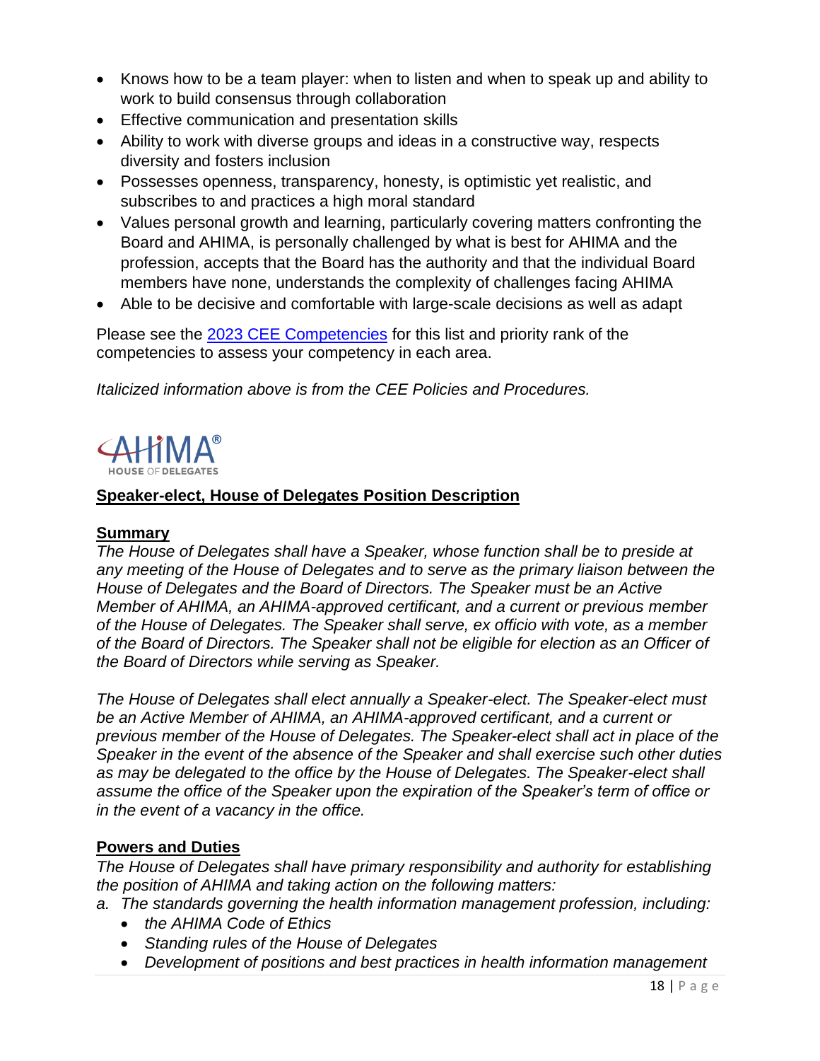- Knows how to be a team player: when to listen and when to speak up and ability to work to build consensus through collaboration
- Effective communication and presentation skills
- Ability to work with diverse groups and ideas in a constructive way, respects diversity and fosters inclusion
- Possesses openness, transparency, honesty, is optimistic yet realistic, and subscribes to and practices a high moral standard
- Values personal growth and learning, particularly covering matters confronting the Board and AHIMA, is personally challenged by what is best for AHIMA and the profession, accepts that the Board has the authority and that the individual Board members have none, understands the complexity of challenges facing AHIMA
- Able to be decisive and comfortable with large-scale decisions as well as adapt

Please see the [2023 CEE Competencies]() for this list and priority rank of the competencies to assess your competency in each area.

*Italicized information above is from the CEE Policies and Procedures.*

AHIMA®
HOUSE OF DELEGATES

## Speaker-elect, House of Delegates Position Description

### Summary

*The House of Delegates shall have a Speaker, whose function shall be to preside at any meeting of the House of Delegates and to serve as the primary liaison between the House of Delegates and the Board of Directors. The Speaker must be an Active Member of AHIMA, an AHIMA-approved certificant, and a current or previous member of the House of Delegates. The Speaker shall serve, ex officio with vote, as a member of the Board of Directors. The Speaker shall not be eligible for election as an Officer of the Board of Directors while serving as Speaker.*

*The House of Delegates shall elect annually a Speaker-elect. The Speaker-elect must be an Active Member of AHIMA, an AHIMA-approved certificant, and a current or previous member of the House of Delegates. The Speaker-elect shall act in place of the Speaker in the event of the absence of the Speaker and shall exercise such other duties as may be delegated to the office by the House of Delegates. The Speaker-elect shall assume the office of the Speaker upon the expiration of the Speaker's term of office or in the event of a vacancy in the office.*

### Powers and Duties

*The House of Delegates shall have primary responsibility and authority for establishing the position of AHIMA and taking action on the following matters:*

*a. The standards governing the health information management profession, including:*
  - *the AHIMA Code of Ethics*
  - *Standing rules of the House of Delegates*
  - *Development of positions and best practices in health information management*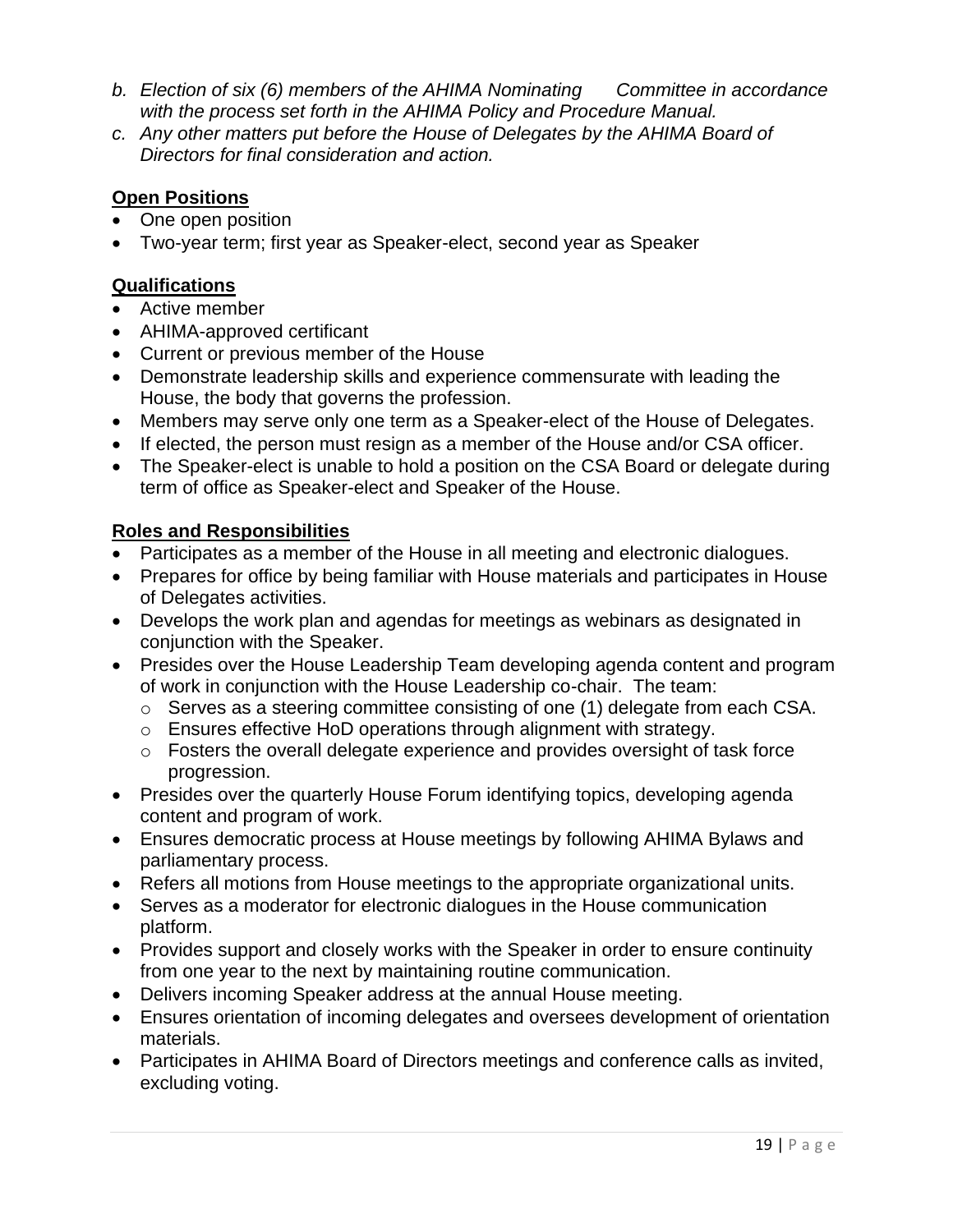*b. Election of six (6) members of the AHIMA Nominating Committee in accordance with the process set forth in the AHIMA Policy and Procedure Manual.*

*c. Any other matters put before the House of Delegates by the AHIMA Board of Directors for final consideration and action.*

**Open Positions**

- One open position
- Two-year term; first year as Speaker-elect, second year as Speaker

**Qualifications**

- Active member
- AHIMA-approved certificant
- Current or previous member of the House
- Demonstrate leadership skills and experience commensurate with leading the House, the body that governs the profession.
- Members may serve only one term as a Speaker-elect of the House of Delegates.
- If elected, the person must resign as a member of the House and/or CSA officer.
- The Speaker-elect is unable to hold a position on the CSA Board or delegate during term of office as Speaker-elect and Speaker of the House.

**Roles and Responsibilities**

- Participates as a member of the House in all meeting and electronic dialogues.
- Prepares for office by being familiar with House materials and participates in House of Delegates activities.
- Develops the work plan and agendas for meetings as webinars as designated in conjunction with the Speaker.
- Presides over the House Leadership Team developing agenda content and program of work in conjunction with the House Leadership co-chair. The team:
  - Serves as a steering committee consisting of one (1) delegate from each CSA.
  - Ensures effective HoD operations through alignment with strategy.
  - Fosters the overall delegate experience and provides oversight of task force progression.
- Presides over the quarterly House Forum identifying topics, developing agenda content and program of work.
- Ensures democratic process at House meetings by following AHIMA Bylaws and parliamentary process.
- Refers all motions from House meetings to the appropriate organizational units.
- Serves as a moderator for electronic dialogues in the House communication platform.
- Provides support and closely works with the Speaker in order to ensure continuity from one year to the next by maintaining routine communication.
- Delivers incoming Speaker address at the annual House meeting.
- Ensures orientation of incoming delegates and oversees development of orientation materials.
- Participates in AHIMA Board of Directors meetings and conference calls as invited, excluding voting.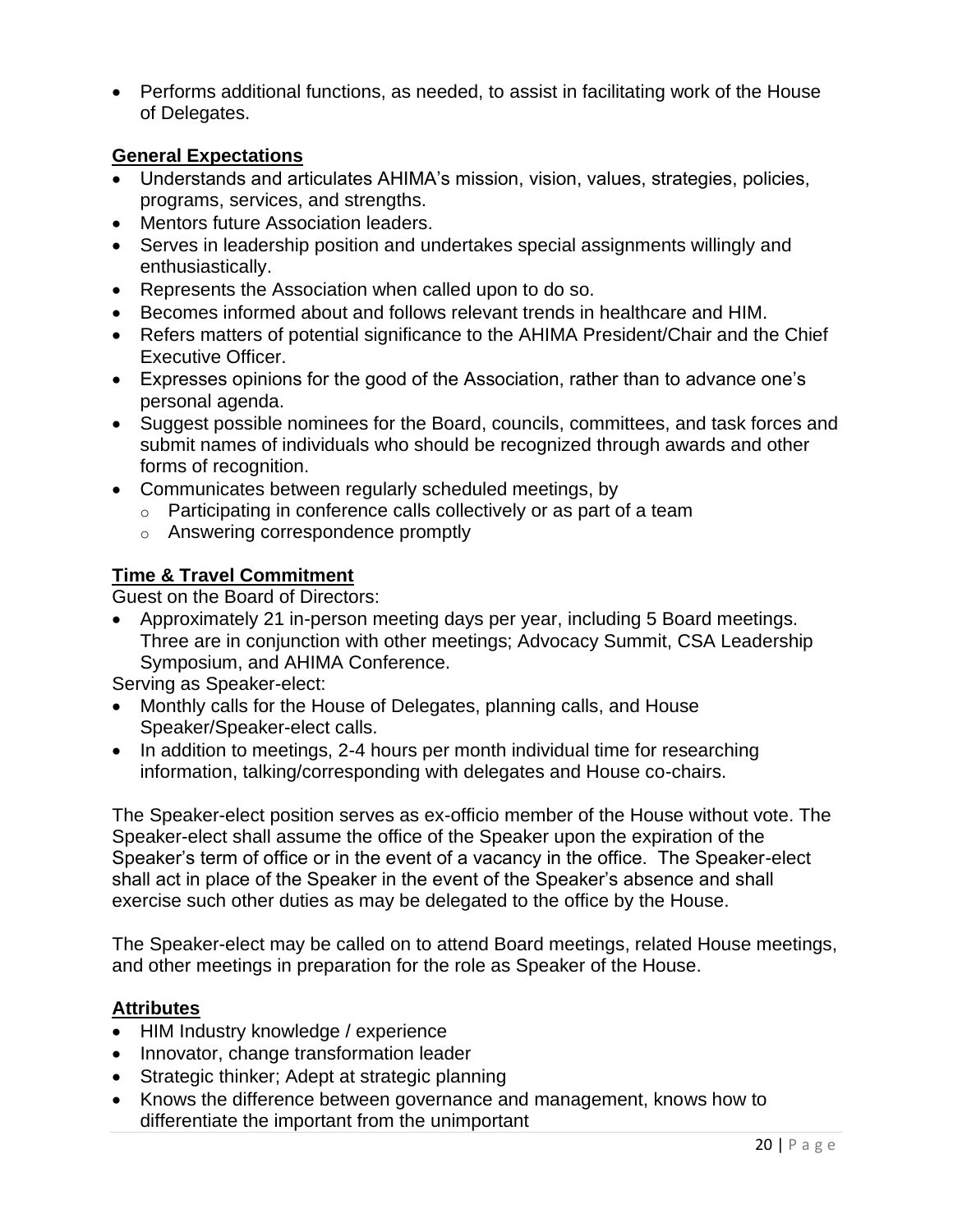- Performs additional functions, as needed, to assist in facilitating work of the House of Delegates.

**General Expectations**

- Understands and articulates AHIMA's mission, vision, values, strategies, policies, programs, services, and strengths.
- Mentors future Association leaders.
- Serves in leadership position and undertakes special assignments willingly and enthusiastically.
- Represents the Association when called upon to do so.
- Becomes informed about and follows relevant trends in healthcare and HIM.
- Refers matters of potential significance to the AHIMA President/Chair and the Chief Executive Officer.
- Expresses opinions for the good of the Association, rather than to advance one's personal agenda.
- Suggest possible nominees for the Board, councils, committees, and task forces and submit names of individuals who should be recognized through awards and other forms of recognition.
- Communicates between regularly scheduled meetings, by
  - Participating in conference calls collectively or as part of a team
  - Answering correspondence promptly

**Time & Travel Commitment**

Guest on the Board of Directors:

- Approximately 21 in-person meeting days per year, including 5 Board meetings. Three are in conjunction with other meetings; Advocacy Summit, CSA Leadership Symposium, and AHIMA Conference.

Serving as Speaker-elect:

- Monthly calls for the House of Delegates, planning calls, and House Speaker/Speaker-elect calls.
- In addition to meetings, 2-4 hours per month individual time for researching information, talking/corresponding with delegates and House co-chairs.

The Speaker-elect position serves as ex-officio member of the House without vote. The Speaker-elect shall assume the office of the Speaker upon the expiration of the Speaker's term of office or in the event of a vacancy in the office. The Speaker-elect shall act in place of the Speaker in the event of the Speaker's absence and shall exercise such other duties as may be delegated to the office by the House.

The Speaker-elect may be called on to attend Board meetings, related House meetings, and other meetings in preparation for the role as Speaker of the House.

**Attributes**

- HIM Industry knowledge / experience
- Innovator, change transformation leader
- Strategic thinker; Adept at strategic planning
- Knows the difference between governance and management, knows how to differentiate the important from the unimportant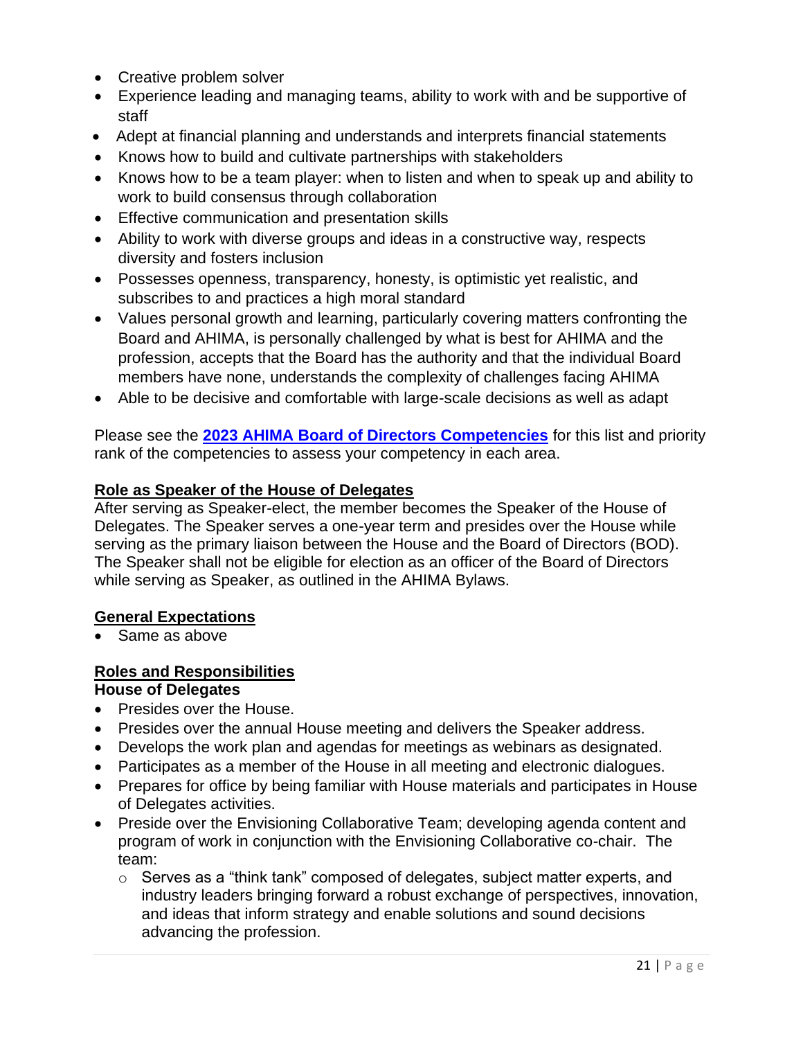- Creative problem solver
- Experience leading and managing teams, ability to work with and be supportive of staff
- Adept at financial planning and understands and interprets financial statements
- Knows how to build and cultivate partnerships with stakeholders
- Knows how to be a team player: when to listen and when to speak up and ability to work to build consensus through collaboration
- Effective communication and presentation skills
- Ability to work with diverse groups and ideas in a constructive way, respects diversity and fosters inclusion
- Possesses openness, transparency, honesty, is optimistic yet realistic, and subscribes to and practices a high moral standard
- Values personal growth and learning, particularly covering matters confronting the Board and AHIMA, is personally challenged by what is best for AHIMA and the profession, accepts that the Board has the authority and that the individual Board members have none, understands the complexity of challenges facing AHIMA
- Able to be decisive and comfortable with large-scale decisions as well as adapt

Please see the **2023 AHIMA Board of Directors Competencies** for this list and priority rank of the competencies to assess your competency in each area.

## Role as Speaker of the House of Delegates

After serving as Speaker-elect, the member becomes the Speaker of the House of Delegates. The Speaker serves a one-year term and presides over the House while serving as the primary liaison between the House and the Board of Directors (BOD). The Speaker shall not be eligible for election as an officer of the Board of Directors while serving as Speaker, as outlined in the AHIMA Bylaws.

## General Expectations

- Same as above

## Roles and Responsibilities

### House of Delegates

- Presides over the House.
- Presides over the annual House meeting and delivers the Speaker address.
- Develops the work plan and agendas for meetings as webinars as designated.
- Participates as a member of the House in all meeting and electronic dialogues.
- Prepares for office by being familiar with House materials and participates in House of Delegates activities.
- Preside over the Envisioning Collaborative Team; developing agenda content and program of work in conjunction with the Envisioning Collaborative co-chair. The team:
    - Serves as a "think tank" composed of delegates, subject matter experts, and industry leaders bringing forward a robust exchange of perspectives, innovation, and ideas that inform strategy and enable solutions and sound decisions advancing the profession.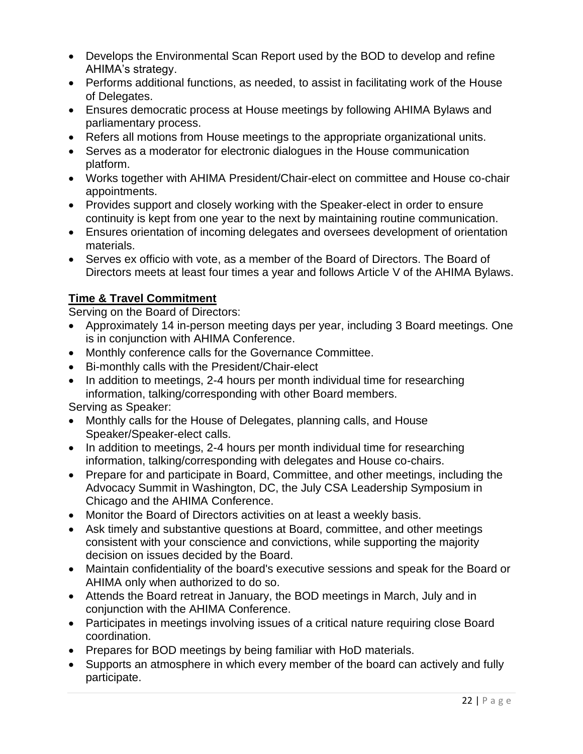- Develops the Environmental Scan Report used by the BOD to develop and refine AHIMA's strategy.
- Performs additional functions, as needed, to assist in facilitating work of the House of Delegates.
- Ensures democratic process at House meetings by following AHIMA Bylaws and parliamentary process.
- Refers all motions from House meetings to the appropriate organizational units.
- Serves as a moderator for electronic dialogues in the House communication platform.
- Works together with AHIMA President/Chair-elect on committee and House co-chair appointments.
- Provides support and closely working with the Speaker-elect in order to ensure continuity is kept from one year to the next by maintaining routine communication.
- Ensures orientation of incoming delegates and oversees development of orientation materials.
- Serves ex officio with vote, as a member of the Board of Directors. The Board of Directors meets at least four times a year and follows Article V of the AHIMA Bylaws.

**Time & Travel Commitment**

Serving on the Board of Directors:

- Approximately 14 in-person meeting days per year, including 3 Board meetings. One is in conjunction with AHIMA Conference.
- Monthly conference calls for the Governance Committee.
- Bi-monthly calls with the President/Chair-elect
- In addition to meetings, 2-4 hours per month individual time for researching information, talking/corresponding with other Board members.

Serving as Speaker:

- Monthly calls for the House of Delegates, planning calls, and House Speaker/Speaker-elect calls.
- In addition to meetings, 2-4 hours per month individual time for researching information, talking/corresponding with delegates and House co-chairs.
- Prepare for and participate in Board, Committee, and other meetings, including the Advocacy Summit in Washington, DC, the July CSA Leadership Symposium in Chicago and the AHIMA Conference.
- Monitor the Board of Directors activities on at least a weekly basis.
- Ask timely and substantive questions at Board, committee, and other meetings consistent with your conscience and convictions, while supporting the majority decision on issues decided by the Board.
- Maintain confidentiality of the board's executive sessions and speak for the Board or AHIMA only when authorized to do so.
- Attends the Board retreat in January, the BOD meetings in March, July and in conjunction with the AHIMA Conference.
- Participates in meetings involving issues of a critical nature requiring close Board coordination.
- Prepares for BOD meetings by being familiar with HoD materials.
- Supports an atmosphere in which every member of the board can actively and fully participate.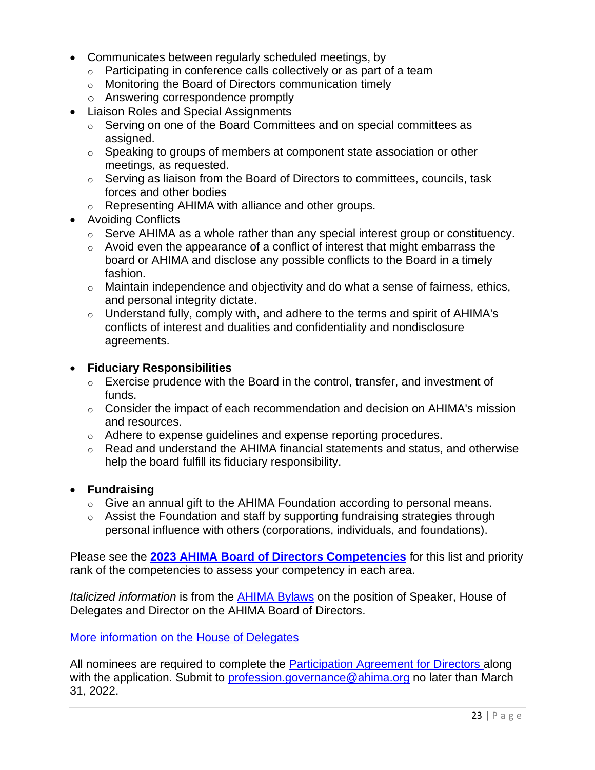- Communicates between regularly scheduled meetings, by
  - Participating in conference calls collectively or as part of a team
  - Monitoring the Board of Directors communication timely
  - Answering correspondence promptly
- Liaison Roles and Special Assignments
  - Serving on one of the Board Committees and on special committees as assigned.
  - Speaking to groups of members at component state association or other meetings, as requested.
  - Serving as liaison from the Board of Directors to committees, councils, task forces and other bodies
  - Representing AHIMA with alliance and other groups.
- Avoiding Conflicts
  - Serve AHIMA as a whole rather than any special interest group or constituency.
  - Avoid even the appearance of a conflict of interest that might embarrass the board or AHIMA and disclose any possible conflicts to the Board in a timely fashion.
  - Maintain independence and objectivity and do what a sense of fairness, ethics, and personal integrity dictate.
  - Understand fully, comply with, and adhere to the terms and spirit of AHIMA's conflicts of interest and dualities and confidentiality and nondisclosure agreements.

- **Fiduciary Responsibilities**
  - Exercise prudence with the Board in the control, transfer, and investment of funds.
  - Consider the impact of each recommendation and decision on AHIMA's mission and resources.
  - Adhere to expense guidelines and expense reporting procedures.
  - Read and understand the AHIMA financial statements and status, and otherwise help the board fulfill its fiduciary responsibility.

- **Fundraising**
  - Give an annual gift to the AHIMA Foundation according to personal means.
  - Assist the Foundation and staff by supporting fundraising strategies through personal influence with others (corporations, individuals, and foundations).

Please see the **2023 AHIMA Board of Directors Competencies** for this list and priority rank of the competencies to assess your competency in each area.

*Italicized information* is from the AHIMA Bylaws on the position of Speaker, House of Delegates and Director on the AHIMA Board of Directors.

More information on the House of Delegates

All nominees are required to complete the Participation Agreement for Directors along with the application. Submit to profession.governance@ahima.org no later than March 31, 2022.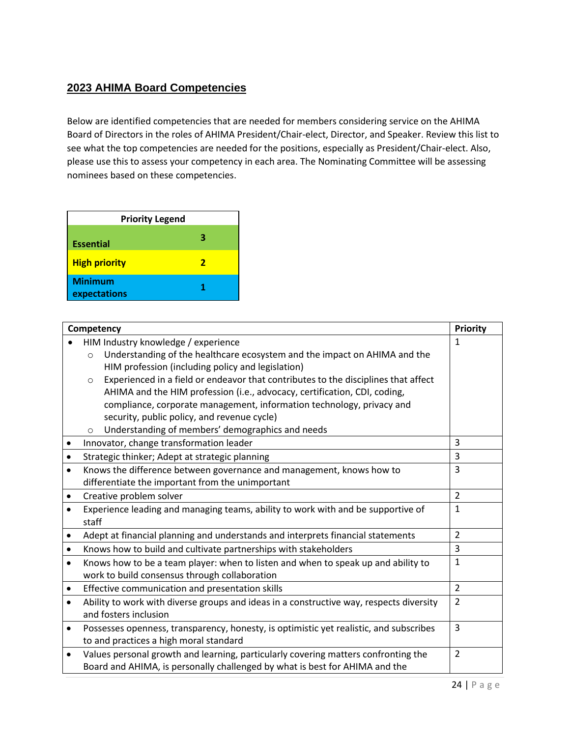## 2023 AHIMA Board Competencies

Below are identified competencies that are needed for members considering service on the AHIMA Board of Directors in the roles of AHIMA President/Chair-elect, Director, and Speaker. Review this list to see what the top competencies are needed for the positions, especially as President/Chair-elect. Also, please use this to assess your competency in each area. The Nominating Committee will be assessing nominees based on these competencies.

| Priority Legend | |
|---|---|
| **Essential** | **3** |
| **High priority** | **2** |
| **Minimum expectations** | **1** |

| Competency | Priority |
|---|---|
| • HIM Industry knowledge / experience<br>  ○ Understanding of the healthcare ecosystem and the impact on AHIMA and the HIM profession (including policy and legislation)<br>  ○ Experienced in a field or endeavor that contributes to the disciplines that affect AHIMA and the HIM profession (i.e., advocacy, certification, CDI, coding, compliance, corporate management, information technology, privacy and security, public policy, and revenue cycle)<br>  ○ Understanding of members' demographics and needs | 1 |
| • Innovator, change transformation leader | 3 |
| • Strategic thinker; Adept at strategic planning | 3 |
| • Knows the difference between governance and management, knows how to differentiate the important from the unimportant | 3 |
| • Creative problem solver | 2 |
| • Experience leading and managing teams, ability to work with and be supportive of staff | 1 |
| • Adept at financial planning and understands and interprets financial statements | 2 |
| • Knows how to build and cultivate partnerships with stakeholders | 3 |
| • Knows how to be a team player: when to listen and when to speak up and ability to work to build consensus through collaboration | 1 |
| • Effective communication and presentation skills | 2 |
| • Ability to work with diverse groups and ideas in a constructive way, respects diversity and fosters inclusion | 2 |
| • Possesses openness, transparency, honesty, is optimistic yet realistic, and subscribes to and practices a high moral standard | 3 |
| • Values personal growth and learning, particularly covering matters confronting the Board and AHIMA, is personally challenged by what is best for AHIMA and the | 2 |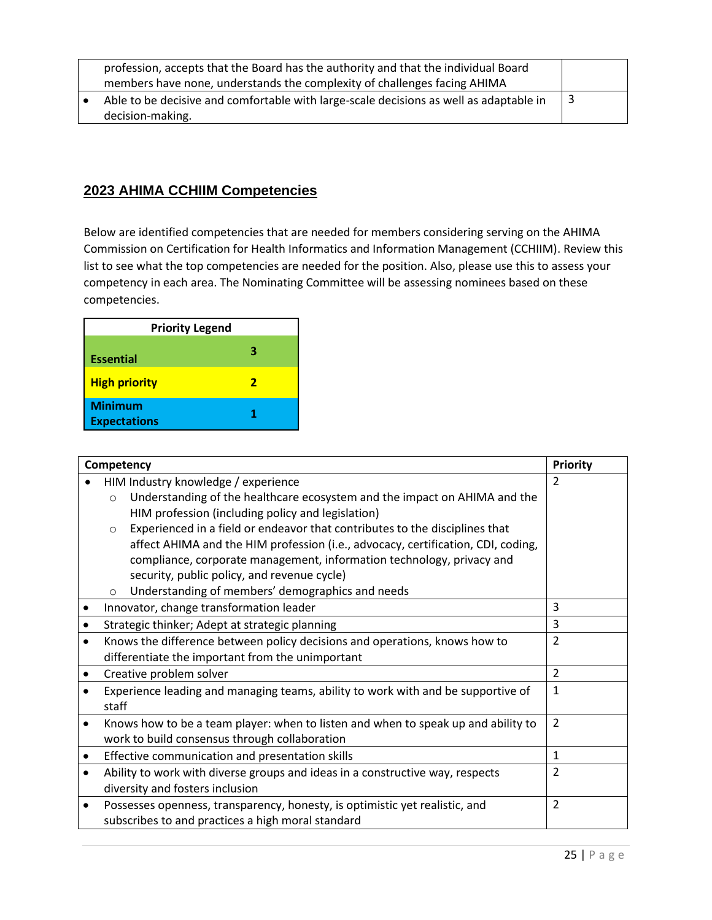| | |
|---|---|
| profession, accepts that the Board has the authority and that the individual Board members have none, understands the complexity of challenges facing AHIMA | |
| • Able to be decisive and comfortable with large-scale decisions as well as adaptable in decision-making. | 3 |

## 2023 AHIMA CCHIIM Competencies

Below are identified competencies that are needed for members considering serving on the AHIMA Commission on Certification for Health Informatics and Information Management (CCHIIM). Review this list to see what the top competencies are needed for the position. Also, please use this to assess your competency in each area. The Nominating Committee will be assessing nominees based on these competencies.

| Priority Legend | |
|---|---|
| **Essential** | **3** |
| **High priority** | **2** |
| **Minimum Expectations** | **1** |

| Competency | Priority |
|---|---|
| • HIM Industry knowledge / experience<br>○ Understanding of the healthcare ecosystem and the impact on AHIMA and the HIM profession (including policy and legislation)<br>○ Experienced in a field or endeavor that contributes to the disciplines that affect AHIMA and the HIM profession (i.e., advocacy, certification, CDI, coding, compliance, corporate management, information technology, privacy and security, public policy, and revenue cycle)<br>○ Understanding of members' demographics and needs | 2 |
| • Innovator, change transformation leader | 3 |
| • Strategic thinker; Adept at strategic planning | 3 |
| • Knows the difference between policy decisions and operations, knows how to differentiate the important from the unimportant | 2 |
| • Creative problem solver | 2 |
| • Experience leading and managing teams, ability to work with and be supportive of staff | 1 |
| • Knows how to be a team player: when to listen and when to speak up and ability to work to build consensus through collaboration | 2 |
| • Effective communication and presentation skills | 1 |
| • Ability to work with diverse groups and ideas in a constructive way, respects diversity and fosters inclusion | 2 |
| • Possesses openness, transparency, honesty, is optimistic yet realistic, and subscribes to and practices a high moral standard | 2 |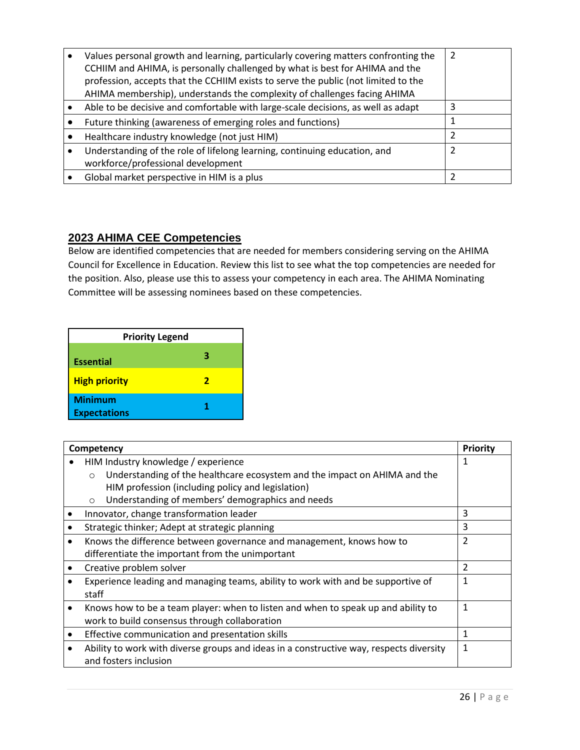| | |
|---|---|
| • Values personal growth and learning, particularly covering matters confronting the CCHIIM and AHIMA, is personally challenged by what is best for AHIMA and the profession, accepts that the CCHIIM exists to serve the public (not limited to the AHIMA membership), understands the complexity of challenges facing AHIMA | 2 |
| • Able to be decisive and comfortable with large-scale decisions, as well as adapt | 3 |
| • Future thinking (awareness of emerging roles and functions) | 1 |
| • Healthcare industry knowledge (not just HIM) | 2 |
| • Understanding of the role of lifelong learning, continuing education, and workforce/professional development | 2 |
| • Global market perspective in HIM is a plus | 2 |

## 2023 AHIMA CEE Competencies

Below are identified competencies that are needed for members considering serving on the AHIMA Council for Excellence in Education. Review this list to see what the top competencies are needed for the position. Also, please use this to assess your competency in each area. The AHIMA Nominating Committee will be assessing nominees based on these competencies.

| Priority Legend | |
|---|---|
| **Essential** | **3** |
| **High priority** | **2** |
| **Minimum Expectations** | **1** |

| Competency | Priority |
|---|---|
| • HIM Industry knowledge / experience<br>○ Understanding of the healthcare ecosystem and the impact on AHIMA and the HIM profession (including policy and legislation)<br>○ Understanding of members' demographics and needs | 1 |
| • Innovator, change transformation leader | 3 |
| • Strategic thinker; Adept at strategic planning | 3 |
| • Knows the difference between governance and management, knows how to differentiate the important from the unimportant | 2 |
| • Creative problem solver | 2 |
| • Experience leading and managing teams, ability to work with and be supportive of staff | 1 |
| • Knows how to be a team player: when to listen and when to speak up and ability to work to build consensus through collaboration | 1 |
| • Effective communication and presentation skills | 1 |
| • Ability to work with diverse groups and ideas in a constructive way, respects diversity and fosters inclusion | 1 |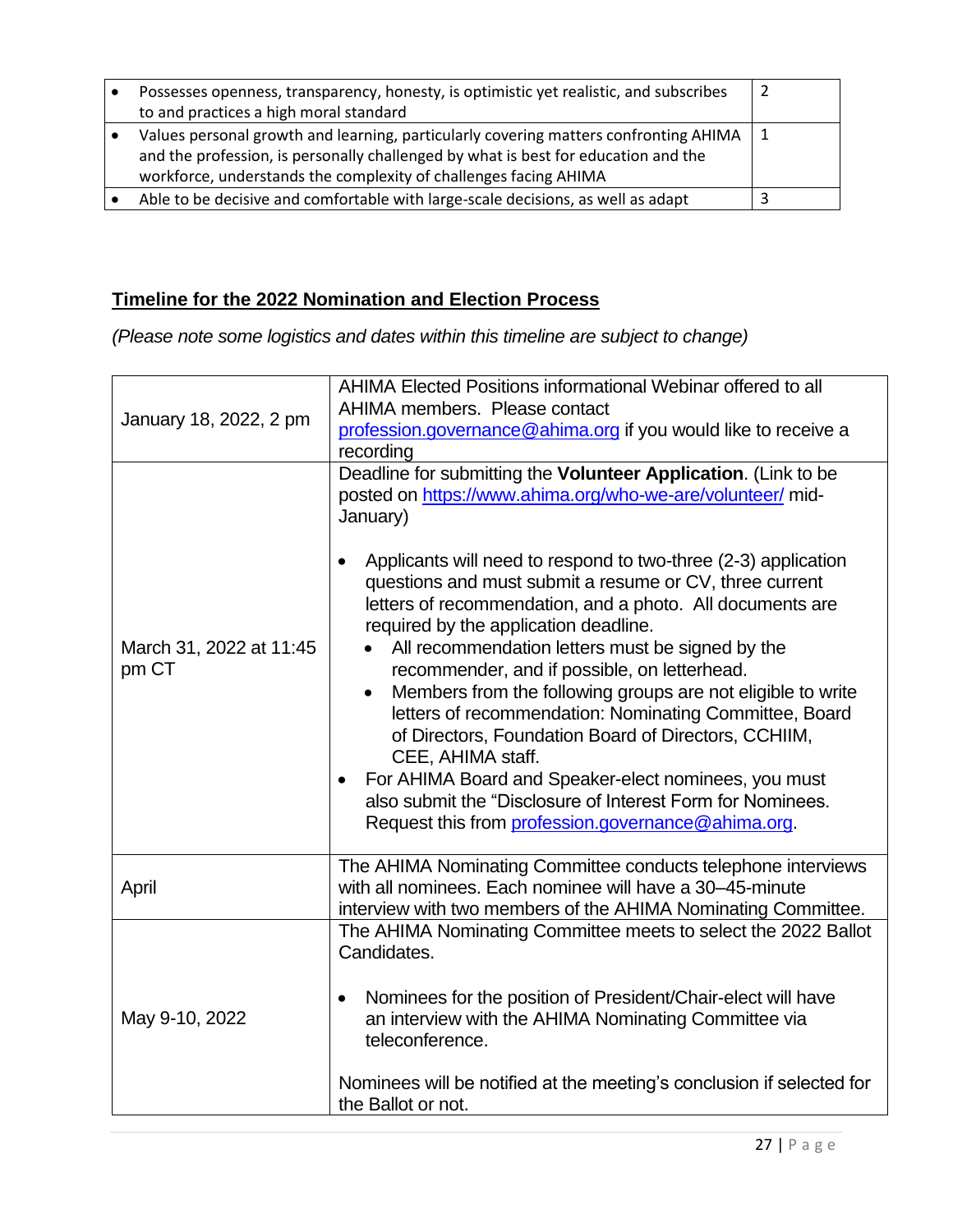| | |
|---|---|
| • Possesses openness, transparency, honesty, is optimistic yet realistic, and subscribes to and practices a high moral standard | 2 |
| • Values personal growth and learning, particularly covering matters confronting AHIMA and the profession, is personally challenged by what is best for education and the workforce, understands the complexity of challenges facing AHIMA | 1 |
| • Able to be decisive and comfortable with large-scale decisions, as well as adapt | 3 |

## **Timeline for the 2022 Nomination and Election Process**

*(Please note some logistics and dates within this timeline are subject to change)*

| | |
|---|---|
| January 18, 2022, 2 pm | AHIMA Elected Positions informational Webinar offered to all AHIMA members. Please contact profession.governance@ahima.org if you would like to receive a recording |
| March 31, 2022 at 11:45 pm CT | Deadline for submitting the **Volunteer Application**. (Link to be posted on https://www.ahima.org/who-we-are/volunteer/ mid-January)<br><br>• Applicants will need to respond to two-three (2-3) application questions and must submit a resume or CV, three current letters of recommendation, and a photo. All documents are required by the application deadline.<br>&nbsp;&nbsp;&nbsp;&nbsp;• All recommendation letters must be signed by the recommender, and if possible, on letterhead.<br>&nbsp;&nbsp;&nbsp;&nbsp;• Members from the following groups are not eligible to write letters of recommendation: Nominating Committee, Board of Directors, Foundation Board of Directors, CCHIIM, CEE, AHIMA staff.<br>• For AHIMA Board and Speaker-elect nominees, you must also submit the "Disclosure of Interest Form for Nominees. Request this from profession.governance@ahima.org. |
| April | The AHIMA Nominating Committee conducts telephone interviews with all nominees. Each nominee will have a 30–45-minute interview with two members of the AHIMA Nominating Committee. |
| May 9-10, 2022 | The AHIMA Nominating Committee meets to select the 2022 Ballot Candidates.<br><br>• Nominees for the position of President/Chair-elect will have an interview with the AHIMA Nominating Committee via teleconference.<br><br>Nominees will be notified at the meeting's conclusion if selected for the Ballot or not. |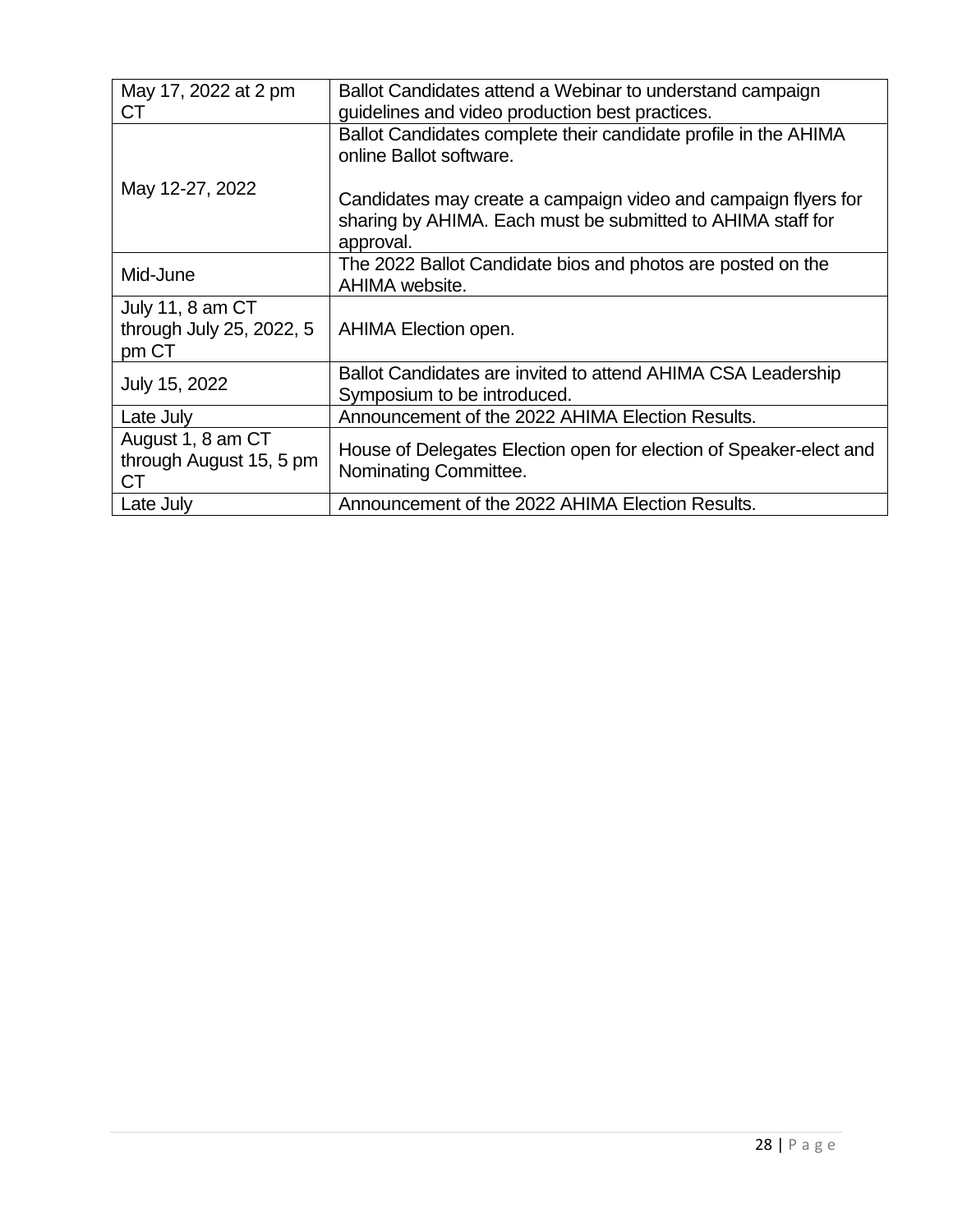| | |
|---|---|
| May 17, 2022 at 2 pm CT | Ballot Candidates attend a Webinar to understand campaign guidelines and video production best practices. |
| May 12-27, 2022 | Ballot Candidates complete their candidate profile in the AHIMA online Ballot software.<br><br>Candidates may create a campaign video and campaign flyers for sharing by AHIMA. Each must be submitted to AHIMA staff for approval. |
| Mid-June | The 2022 Ballot Candidate bios and photos are posted on the AHIMA website. |
| July 11, 8 am CT through July 25, 2022, 5 pm CT | AHIMA Election open. |
| July 15, 2022 | Ballot Candidates are invited to attend AHIMA CSA Leadership Symposium to be introduced. |
| Late July | Announcement of the 2022 AHIMA Election Results. |
| August 1, 8 am CT through August 15, 5 pm CT | House of Delegates Election open for election of Speaker-elect and Nominating Committee. |
| Late July | Announcement of the 2022 AHIMA Election Results. |